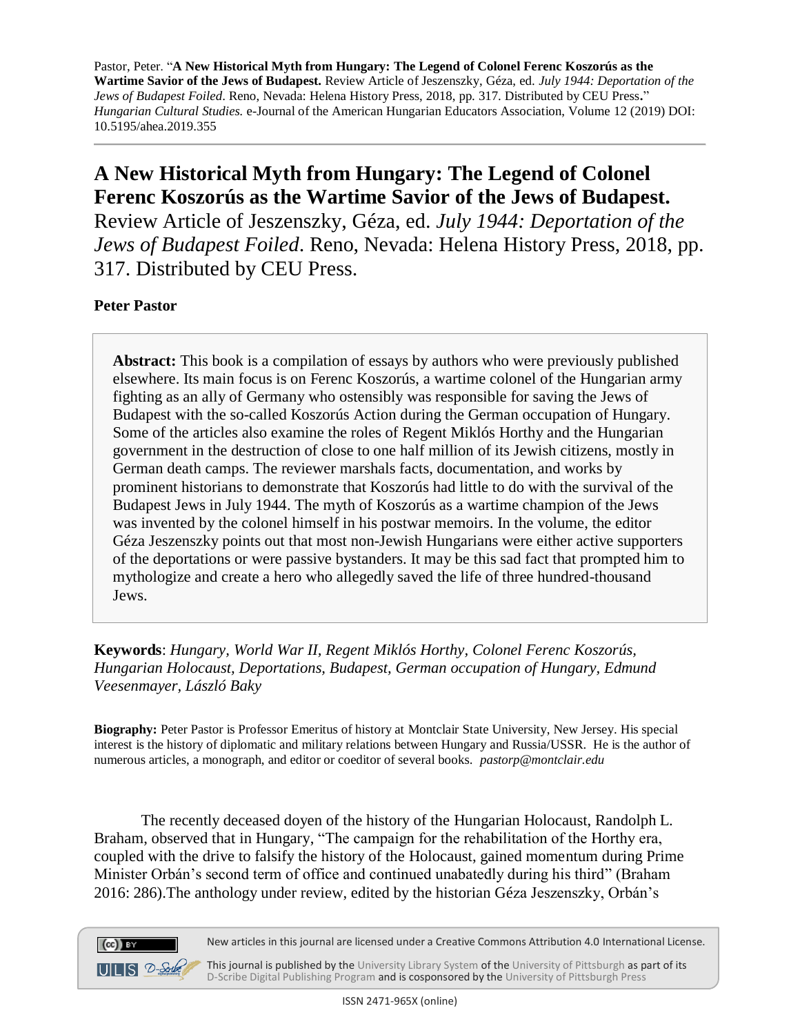Pastor, Peter. "**A New Historical Myth from Hungary: The Legend of Colonel Ferenc Koszorús as the Wartime Savior of the Jews of Budapest.** Review Article of Jeszenszky, Géza, ed. *July 1944: Deportation of the Jews of Budapest Foiled*. Reno, Nevada: Helena History Press, 2018, pp. 317. Distributed by CEU Press**.**" *Hungarian Cultural Studies.* e-Journal of the American Hungarian Educators Association, Volume 12 (2019) DOI: 10.5195/ahea.2019.355

# A New Historical Myth from Hungary: The Legend of Colonel Ferenc Koszorús as the Wartime Savior of the Jews of Budapest.

Review Article of Jeszenszky, Géza, ed. *July 1944: Deportation of the Jews of Budapest Foiled*. Reno, Nevada: Helena History Press, 2018, pp. 317. Distributed by CEU Press.

**Peter Pastor**

> **Abstract:** This book is a compilation of essays by authors who were previously published elsewhere. Its main focus is on Ferenc Koszorús, a wartime colonel of the Hungarian army fighting as an ally of Germany who ostensibly was responsible for saving the Jews of Budapest with the so-called Koszorús Action during the German occupation of Hungary. Some of the articles also examine the roles of Regent Miklós Horthy and the Hungarian government in the destruction of close to one half million of its Jewish citizens, mostly in German death camps. The reviewer marshals facts, documentation, and works by prominent historians to demonstrate that Koszorús had little to do with the survival of the Budapest Jews in July 1944. The myth of Koszorús as a wartime champion of the Jews was invented by the colonel himself in his postwar memoirs. In the volume, the editor Géza Jeszenszky points out that most non-Jewish Hungarians were either active supporters of the deportations or were passive bystanders. It may be this sad fact that prompted him to mythologize and create a hero who allegedly saved the life of three hundred-thousand Jews.

**Keywords**: *Hungary, World War II, Regent Miklós Horthy, Colonel Ferenc Koszorús, Hungarian Holocaust, Deportations, Budapest, German occupation of Hungary, Edmund Veesenmayer, László Baky*

**Biography:** Peter Pastor is Professor Emeritus of history at Montclair State University, New Jersey. His special interest is the history of diplomatic and military relations between Hungary and Russia/USSR. He is the author of numerous articles, a monograph, and editor or coeditor of several books. *pastorp@montclair.edu*

The recently deceased doyen of the history of the Hungarian Holocaust, Randolph L. Braham, observed that in Hungary, "The campaign for the rehabilitation of the Horthy era, coupled with the drive to falsify the history of the Holocaust, gained momentum during Prime Minister Orbán's second term of office and continued unabatedly during his third" (Braham 2016: 286).The anthology under review, edited by the historian Géza Jeszenszky, Orbán's

New articles in this journal are licensed under a Creative Commons Attribution 4.0 International License.

This journal is published by the University Library System of the University of Pittsburgh as part of its D-Scribe Digital Publishing Program and is cosponsored by the University of Pittsburgh Press

ISSN 2471-965X (online)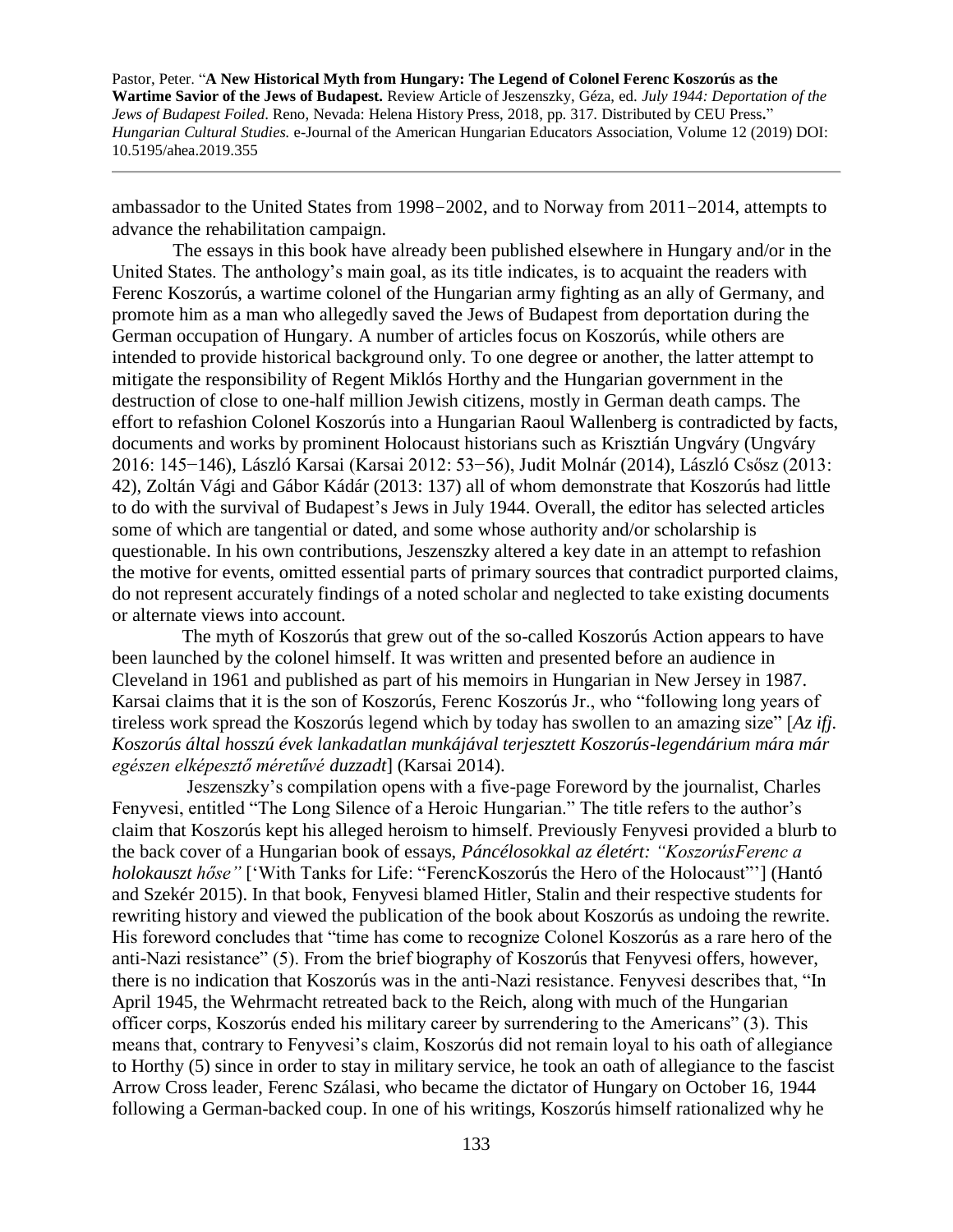ambassador to the United States from 1998−2002, and to Norway from 2011−2014, attempts to advance the rehabilitation campaign.

The essays in this book have already been published elsewhere in Hungary and/or in the United States. The anthology's main goal, as its title indicates, is to acquaint the readers with Ferenc Koszorús, a wartime colonel of the Hungarian army fighting as an ally of Germany, and promote him as a man who allegedly saved the Jews of Budapest from deportation during the German occupation of Hungary. A number of articles focus on Koszorús, while others are intended to provide historical background only. To one degree or another, the latter attempt to mitigate the responsibility of Regent Miklós Horthy and the Hungarian government in the destruction of close to one-half million Jewish citizens, mostly in German death camps. The effort to refashion Colonel Koszorús into a Hungarian Raoul Wallenberg is contradicted by facts, documents and works by prominent Holocaust historians such as Krisztián Ungváry (Ungváry 2016: 145−146), László Karsai (Karsai 2012: 53−56), Judit Molnár (2014), László Csősz (2013: 42), Zoltán Vági and Gábor Kádár (2013: 137) all of whom demonstrate that Koszorús had little to do with the survival of Budapest's Jews in July 1944. Overall, the editor has selected articles some of which are tangential or dated, and some whose authority and/or scholarship is questionable. In his own contributions, Jeszenszky altered a key date in an attempt to refashion the motive for events, omitted essential parts of primary sources that contradict purported claims, do not represent accurately findings of a noted scholar and neglected to take existing documents or alternate views into account.

The myth of Koszorús that grew out of the so-called Koszorús Action appears to have been launched by the colonel himself. It was written and presented before an audience in Cleveland in 1961 and published as part of his memoirs in Hungarian in New Jersey in 1987. Karsai claims that it is the son of Koszorús, Ferenc Koszorús Jr., who "following long years of tireless work spread the Koszorús legend which by today has swollen to an amazing size" [*Az ifj. Koszorús által hosszú évek lankadatlan munkájával terjesztett Koszorús-legendárium mára már egészen elképesztő méretűvé duzzadt*] (Karsai 2014).

Jeszenszky's compilation opens with a five-page Foreword by the journalist, Charles Fenyvesi, entitled "The Long Silence of a Heroic Hungarian." The title refers to the author's claim that Koszorús kept his alleged heroism to himself. Previously Fenyvesi provided a blurb to the back cover of a Hungarian book of essays, *Páncélosokkal az életért: "KoszorúsFerenc a holokauszt hőse"* ['With Tanks for Life: "FerencKoszorús the Hero of the Holocaust"'] (Hantó and Szekér 2015). In that book, Fenyvesi blamed Hitler, Stalin and their respective students for rewriting history and viewed the publication of the book about Koszorús as undoing the rewrite. His foreword concludes that "time has come to recognize Colonel Koszorús as a rare hero of the anti-Nazi resistance" (5). From the brief biography of Koszorús that Fenyvesi offers, however, there is no indication that Koszorús was in the anti-Nazi resistance. Fenyvesi describes that, "In April 1945, the Wehrmacht retreated back to the Reich, along with much of the Hungarian officer corps, Koszorús ended his military career by surrendering to the Americans" (3). This means that, contrary to Fenyvesi's claim, Koszorús did not remain loyal to his oath of allegiance to Horthy (5) since in order to stay in military service, he took an oath of allegiance to the fascist Arrow Cross leader, Ferenc Szálasi, who became the dictator of Hungary on October 16, 1944 following a German-backed coup. In one of his writings, Koszorús himself rationalized why he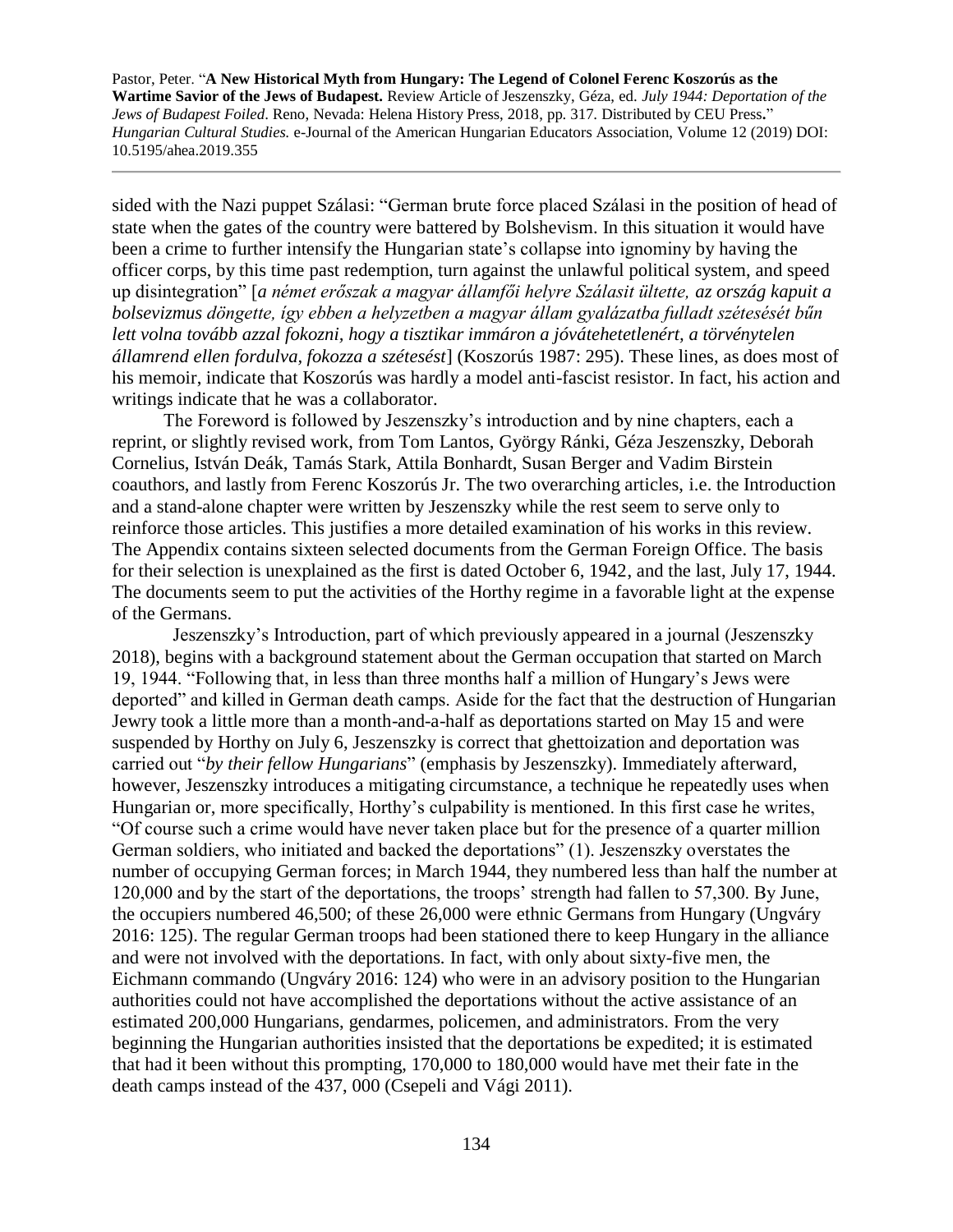sided with the Nazi puppet Szálasi: "German brute force placed Szálasi in the position of head of state when the gates of the country were battered by Bolshevism. In this situation it would have been a crime to further intensify the Hungarian state's collapse into ignominy by having the officer corps, by this time past redemption, turn against the unlawful political system, and speed up disintegration" [*a német erőszak a magyar államfői helyre Szálasit ültette, az ország kapuit a bolsevizmus döngette, így ebben a helyzetben a magyar állam gyalázatba fulladt szétesését bűn lett volna tovább azzal fokozni, hogy a tisztikar immáron a jóvátehetetlenért, a törvénytelen államrend ellen fordulva, fokozza a szétesést*] (Koszorús 1987: 295). These lines, as does most of his memoir, indicate that Koszorús was hardly a model anti-fascist resistor. In fact, his action and writings indicate that he was a collaborator.

The Foreword is followed by Jeszenszky's introduction and by nine chapters, each a reprint, or slightly revised work, from Tom Lantos, György Ránki, Géza Jeszenszky, Deborah Cornelius, István Deák, Tamás Stark, Attila Bonhardt, Susan Berger and Vadim Birstein coauthors, and lastly from Ferenc Koszorús Jr. The two overarching articles, i.e. the Introduction and a stand-alone chapter were written by Jeszenszky while the rest seem to serve only to reinforce those articles. This justifies a more detailed examination of his works in this review. The Appendix contains sixteen selected documents from the German Foreign Office. The basis for their selection is unexplained as the first is dated October 6, 1942, and the last, July 17, 1944. The documents seem to put the activities of the Horthy regime in a favorable light at the expense of the Germans.

Jeszenszky's Introduction, part of which previously appeared in a journal (Jeszenszky 2018), begins with a background statement about the German occupation that started on March 19, 1944. "Following that, in less than three months half a million of Hungary's Jews were deported" and killed in German death camps. Aside for the fact that the destruction of Hungarian Jewry took a little more than a month-and-a-half as deportations started on May 15 and were suspended by Horthy on July 6, Jeszenszky is correct that ghettoization and deportation was carried out "*by their fellow Hungarians*" (emphasis by Jeszenszky). Immediately afterward, however, Jeszenszky introduces a mitigating circumstance, a technique he repeatedly uses when Hungarian or, more specifically, Horthy's culpability is mentioned. In this first case he writes, "Of course such a crime would have never taken place but for the presence of a quarter million German soldiers, who initiated and backed the deportations" (1). Jeszenszky overstates the number of occupying German forces; in March 1944, they numbered less than half the number at 120,000 and by the start of the deportations, the troops' strength had fallen to 57,300. By June, the occupiers numbered 46,500; of these 26,000 were ethnic Germans from Hungary (Ungváry 2016: 125). The regular German troops had been stationed there to keep Hungary in the alliance and were not involved with the deportations. In fact, with only about sixty-five men, the Eichmann commando (Ungváry 2016: 124) who were in an advisory position to the Hungarian authorities could not have accomplished the deportations without the active assistance of an estimated 200,000 Hungarians, gendarmes, policemen, and administrators. From the very beginning the Hungarian authorities insisted that the deportations be expedited; it is estimated that had it been without this prompting, 170,000 to 180,000 would have met their fate in the death camps instead of the 437, 000 (Csepeli and Vági 2011).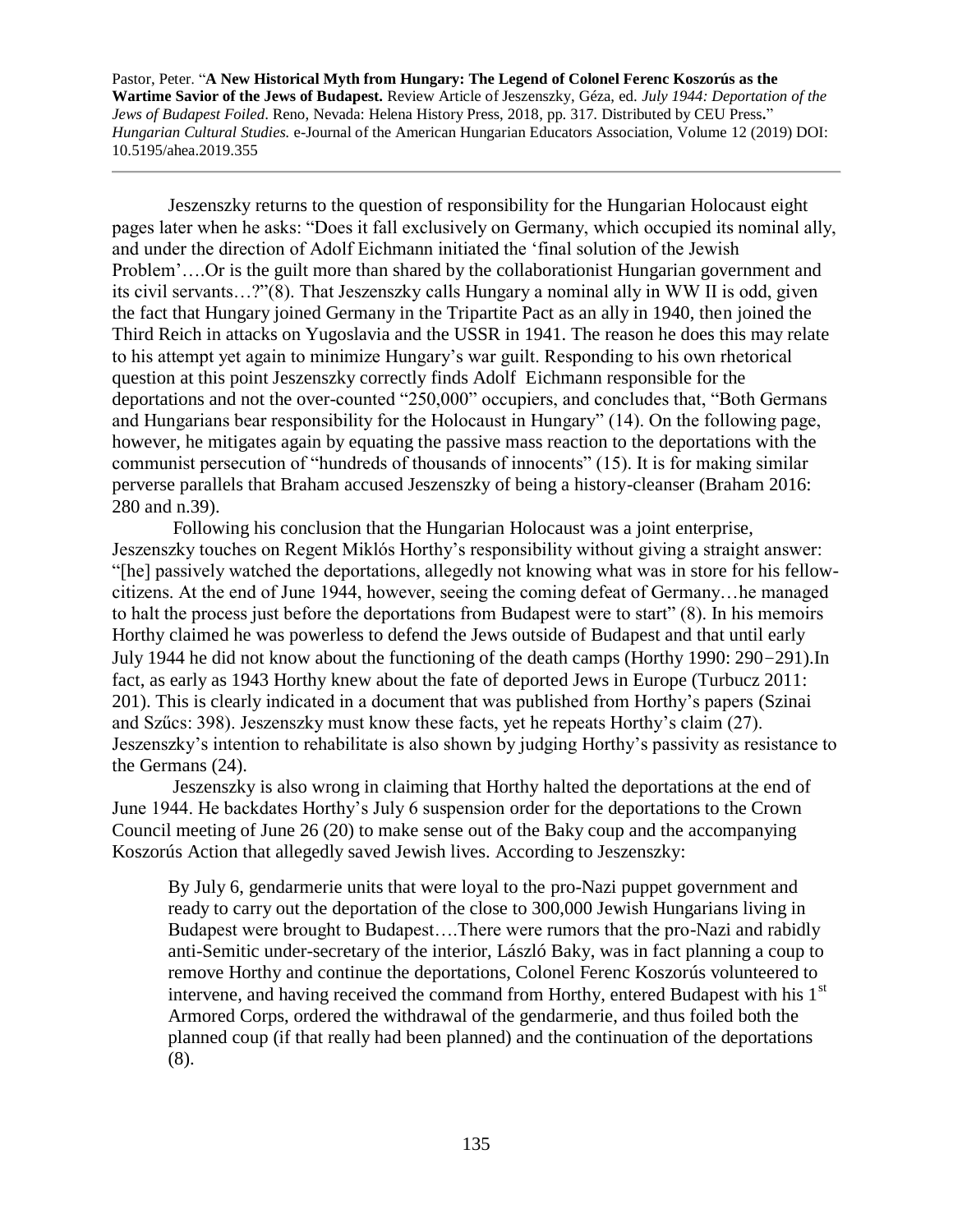Jeszenszky returns to the question of responsibility for the Hungarian Holocaust eight pages later when he asks: "Does it fall exclusively on Germany, which occupied its nominal ally, and under the direction of Adolf Eichmann initiated the 'final solution of the Jewish Problem'….Or is the guilt more than shared by the collaborationist Hungarian government and its civil servants…?"(8). That Jeszenszky calls Hungary a nominal ally in WW II is odd, given the fact that Hungary joined Germany in the Tripartite Pact as an ally in 1940, then joined the Third Reich in attacks on Yugoslavia and the USSR in 1941. The reason he does this may relate to his attempt yet again to minimize Hungary's war guilt. Responding to his own rhetorical question at this point Jeszenszky correctly finds Adolf Eichmann responsible for the deportations and not the over-counted "250,000" occupiers, and concludes that, "Both Germans and Hungarians bear responsibility for the Holocaust in Hungary" (14). On the following page, however, he mitigates again by equating the passive mass reaction to the deportations with the communist persecution of "hundreds of thousands of innocents" (15). It is for making similar perverse parallels that Braham accused Jeszenszky of being a history-cleanser (Braham 2016: 280 and n.39).

Following his conclusion that the Hungarian Holocaust was a joint enterprise, Jeszenszky touches on Regent Miklós Horthy's responsibility without giving a straight answer: "[he] passively watched the deportations, allegedly not knowing what was in store for his fellow-citizens. At the end of June 1944, however, seeing the coming defeat of Germany…he managed to halt the process just before the deportations from Budapest were to start" (8). In his memoirs Horthy claimed he was powerless to defend the Jews outside of Budapest and that until early July 1944 he did not know about the functioning of the death camps (Horthy 1990: 290−291).In fact, as early as 1943 Horthy knew about the fate of deported Jews in Europe (Turbucz 2011: 201). This is clearly indicated in a document that was published from Horthy's papers (Szinai and Szűcs: 398). Jeszenszky must know these facts, yet he repeats Horthy's claim (27). Jeszenszky's intention to rehabilitate is also shown by judging Horthy's passivity as resistance to the Germans (24).

Jeszenszky is also wrong in claiming that Horthy halted the deportations at the end of June 1944. He backdates Horthy's July 6 suspension order for the deportations to the Crown Council meeting of June 26 (20) to make sense out of the Baky coup and the accompanying Koszorús Action that allegedly saved Jewish lives. According to Jeszenszky:

> By July 6, gendarmerie units that were loyal to the pro-Nazi puppet government and ready to carry out the deportation of the close to 300,000 Jewish Hungarians living in Budapest were brought to Budapest….There were rumors that the pro-Nazi and rabidly anti-Semitic under-secretary of the interior, László Baky, was in fact planning a coup to remove Horthy and continue the deportations, Colonel Ferenc Koszorús volunteered to intervene, and having received the command from Horthy, entered Budapest with his 1st Armored Corps, ordered the withdrawal of the gendarmerie, and thus foiled both the planned coup (if that really had been planned) and the continuation of the deportations (8).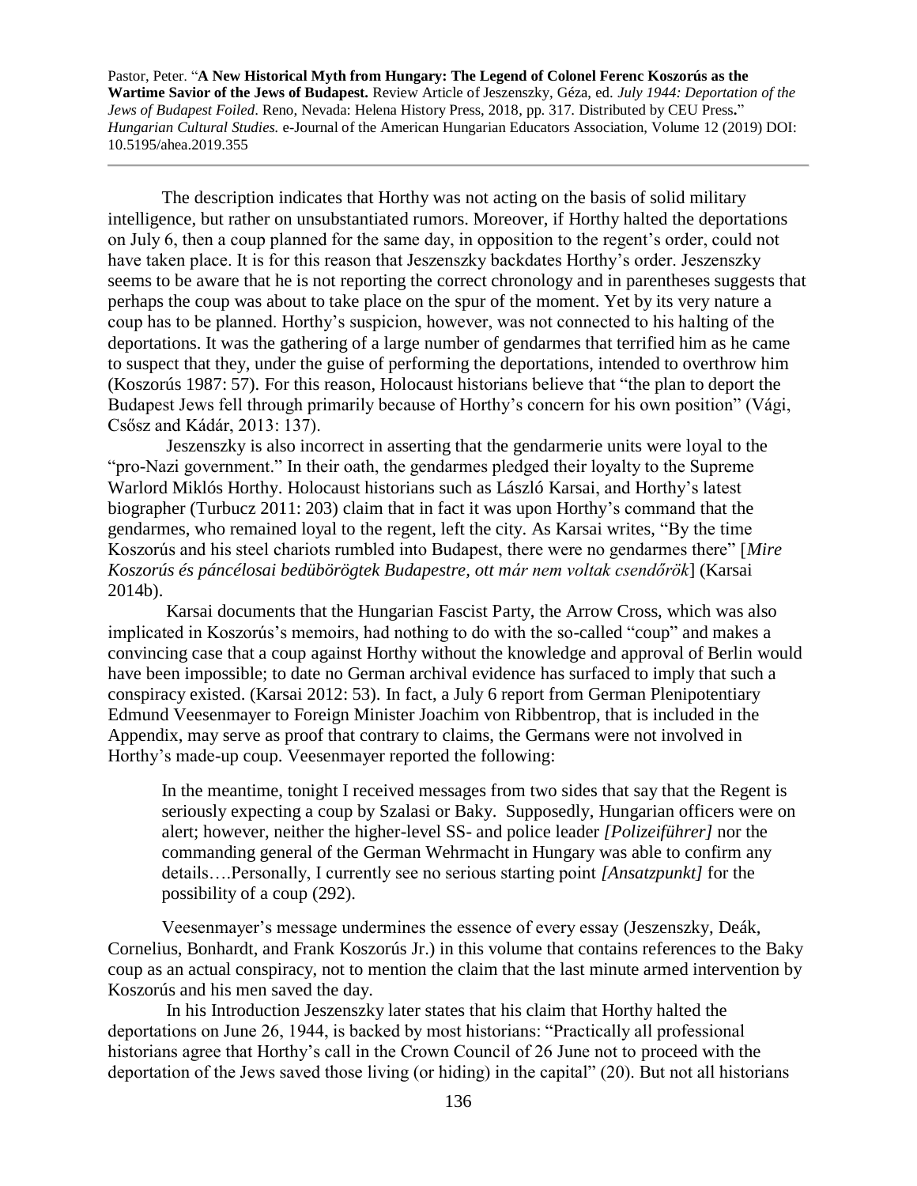The description indicates that Horthy was not acting on the basis of solid military intelligence, but rather on unsubstantiated rumors. Moreover, if Horthy halted the deportations on July 6, then a coup planned for the same day, in opposition to the regent's order, could not have taken place. It is for this reason that Jeszenszky backdates Horthy's order. Jeszenszky seems to be aware that he is not reporting the correct chronology and in parentheses suggests that perhaps the coup was about to take place on the spur of the moment. Yet by its very nature a coup has to be planned. Horthy's suspicion, however, was not connected to his halting of the deportations. It was the gathering of a large number of gendarmes that terrified him as he came to suspect that they, under the guise of performing the deportations, intended to overthrow him (Koszorús 1987: 57). For this reason, Holocaust historians believe that "the plan to deport the Budapest Jews fell through primarily because of Horthy's concern for his own position" (Vági, Csősz and Kádár, 2013: 137).

Jeszenszky is also incorrect in asserting that the gendarmerie units were loyal to the "pro-Nazi government." In their oath, the gendarmes pledged their loyalty to the Supreme Warlord Miklós Horthy. Holocaust historians such as László Karsai, and Horthy's latest biographer (Turbucz 2011: 203) claim that in fact it was upon Horthy's command that the gendarmes, who remained loyal to the regent, left the city. As Karsai writes, "By the time Koszorús and his steel chariots rumbled into Budapest, there were no gendarmes there" [*Mire Koszorús és páncélosai bedübörögtek Budapestre, ott már nem voltak csendőrök*] (Karsai 2014b).

Karsai documents that the Hungarian Fascist Party, the Arrow Cross, which was also implicated in Koszorús's memoirs, had nothing to do with the so-called "coup" and makes a convincing case that a coup against Horthy without the knowledge and approval of Berlin would have been impossible; to date no German archival evidence has surfaced to imply that such a conspiracy existed. (Karsai 2012: 53). In fact, a July 6 report from German Plenipotentiary Edmund Veesenmayer to Foreign Minister Joachim von Ribbentrop, that is included in the Appendix, may serve as proof that contrary to claims, the Germans were not involved in Horthy's made-up coup. Veesenmayer reported the following:

> In the meantime, tonight I received messages from two sides that say that the Regent is seriously expecting a coup by Szalasi or Baky. Supposedly, Hungarian officers were on alert; however, neither the higher-level SS- and police leader *[Polizeiführer]* nor the commanding general of the German Wehrmacht in Hungary was able to confirm any details….Personally, I currently see no serious starting point *[Ansatzpunkt]* for the possibility of a coup (292).

Veesenmayer's message undermines the essence of every essay (Jeszenszky, Deák, Cornelius, Bonhardt, and Frank Koszorús Jr.) in this volume that contains references to the Baky coup as an actual conspiracy, not to mention the claim that the last minute armed intervention by Koszorús and his men saved the day.

In his Introduction Jeszenszky later states that his claim that Horthy halted the deportations on June 26, 1944, is backed by most historians: "Practically all professional historians agree that Horthy's call in the Crown Council of 26 June not to proceed with the deportation of the Jews saved those living (or hiding) in the capital" (20). But not all historians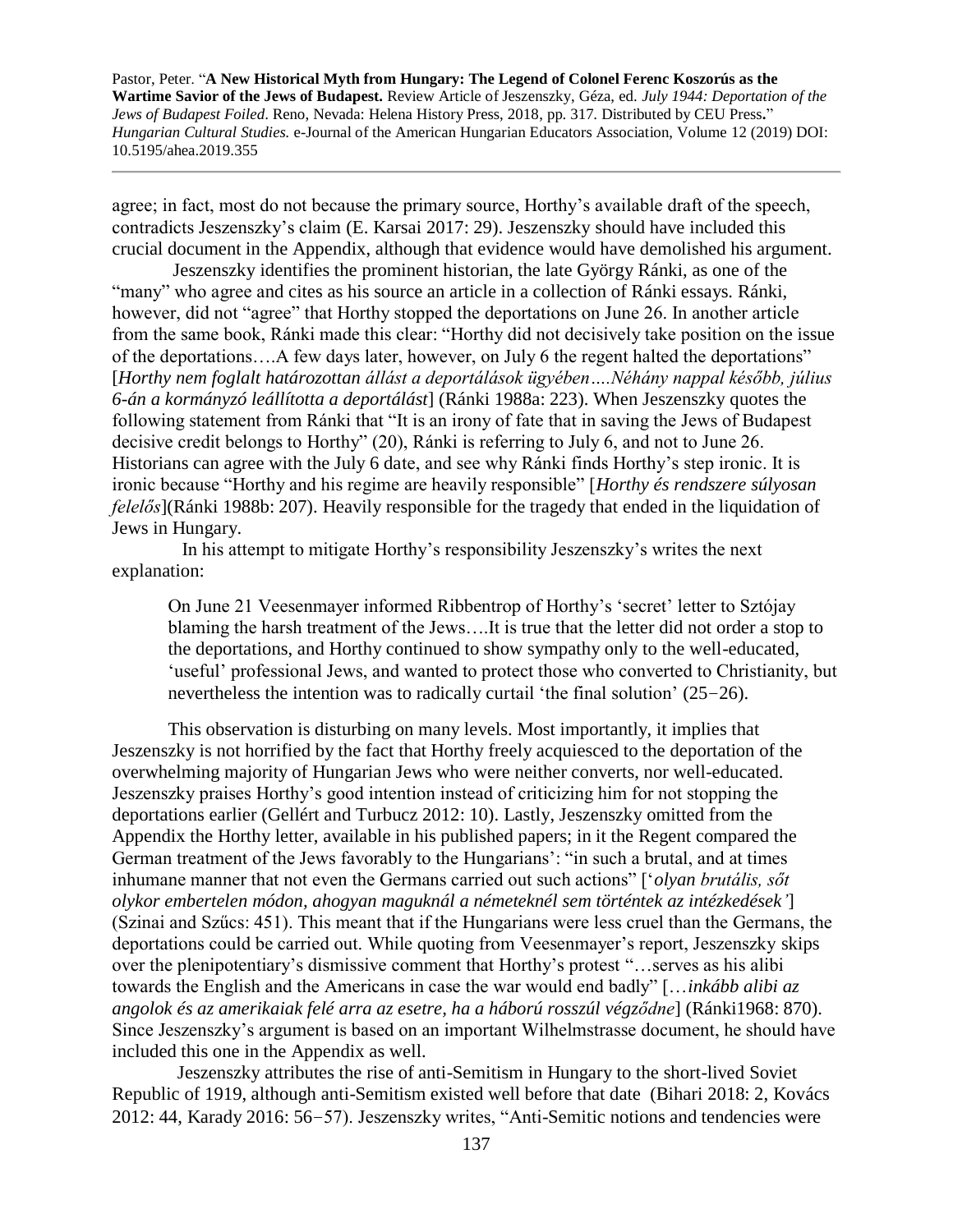agree; in fact, most do not because the primary source, Horthy's available draft of the speech, contradicts Jeszenszky's claim (E. Karsai 2017: 29). Jeszenszky should have included this crucial document in the Appendix, although that evidence would have demolished his argument.

Jeszenszky identifies the prominent historian, the late György Ránki, as one of the "many" who agree and cites as his source an article in a collection of Ránki essays. Ránki, however, did not "agree" that Horthy stopped the deportations on June 26. In another article from the same book, Ránki made this clear: "Horthy did not decisively take position on the issue of the deportations….A few days later, however, on July 6 the regent halted the deportations" [*Horthy nem foglalt határozottan állást a deportálások ügyében….Néhány nappal később, július 6-án a kormányzó leállította a deportálást*] (Ránki 1988a: 223). When Jeszenszky quotes the following statement from Ránki that "It is an irony of fate that in saving the Jews of Budapest decisive credit belongs to Horthy" (20), Ránki is referring to July 6, and not to June 26. Historians can agree with the July 6 date, and see why Ránki finds Horthy's step ironic. It is ironic because "Horthy and his regime are heavily responsible" [*Horthy és rendszere súlyosan felelős*](Ránki 1988b: 207). Heavily responsible for the tragedy that ended in the liquidation of Jews in Hungary.

In his attempt to mitigate Horthy's responsibility Jeszenszky's writes the next explanation:

> On June 21 Veesenmayer informed Ribbentrop of Horthy's 'secret' letter to Sztójay blaming the harsh treatment of the Jews….It is true that the letter did not order a stop to the deportations, and Horthy continued to show sympathy only to the well-educated, 'useful' professional Jews, and wanted to protect those who converted to Christianity, but nevertheless the intention was to radically curtail 'the final solution' (25−26).

This observation is disturbing on many levels. Most importantly, it implies that Jeszenszky is not horrified by the fact that Horthy freely acquiesced to the deportation of the overwhelming majority of Hungarian Jews who were neither converts, nor well-educated. Jeszenszky praises Horthy's good intention instead of criticizing him for not stopping the deportations earlier (Gellért and Turbucz 2012: 10). Lastly, Jeszenszky omitted from the Appendix the Horthy letter, available in his published papers; in it the Regent compared the German treatment of the Jews favorably to the Hungarians': "in such a brutal, and at times inhumane manner that not even the Germans carried out such actions" ['*olyan brutális, sőt olykor embertelen módon, ahogyan maguknál a németeknél sem történtek az intézkedések'*] (Szinai and Szűcs: 451). This meant that if the Hungarians were less cruel than the Germans, the deportations could be carried out. While quoting from Veesenmayer's report, Jeszenszky skips over the plenipotentiary's dismissive comment that Horthy's protest "…serves as his alibi towards the English and the Americans in case the war would end badly" […*inkább alibi az angolok és az amerikaiak felé arra az esetre, ha a háború rosszúl végződne*] (Ránki1968: 870). Since Jeszenszky's argument is based on an important Wilhelmstrasse document, he should have included this one in the Appendix as well.

Jeszenszky attributes the rise of anti-Semitism in Hungary to the short-lived Soviet Republic of 1919, although anti-Semitism existed well before that date (Bihari 2018: 2, Kovács 2012: 44, Karady 2016: 56−57). Jeszenszky writes, "Anti-Semitic notions and tendencies were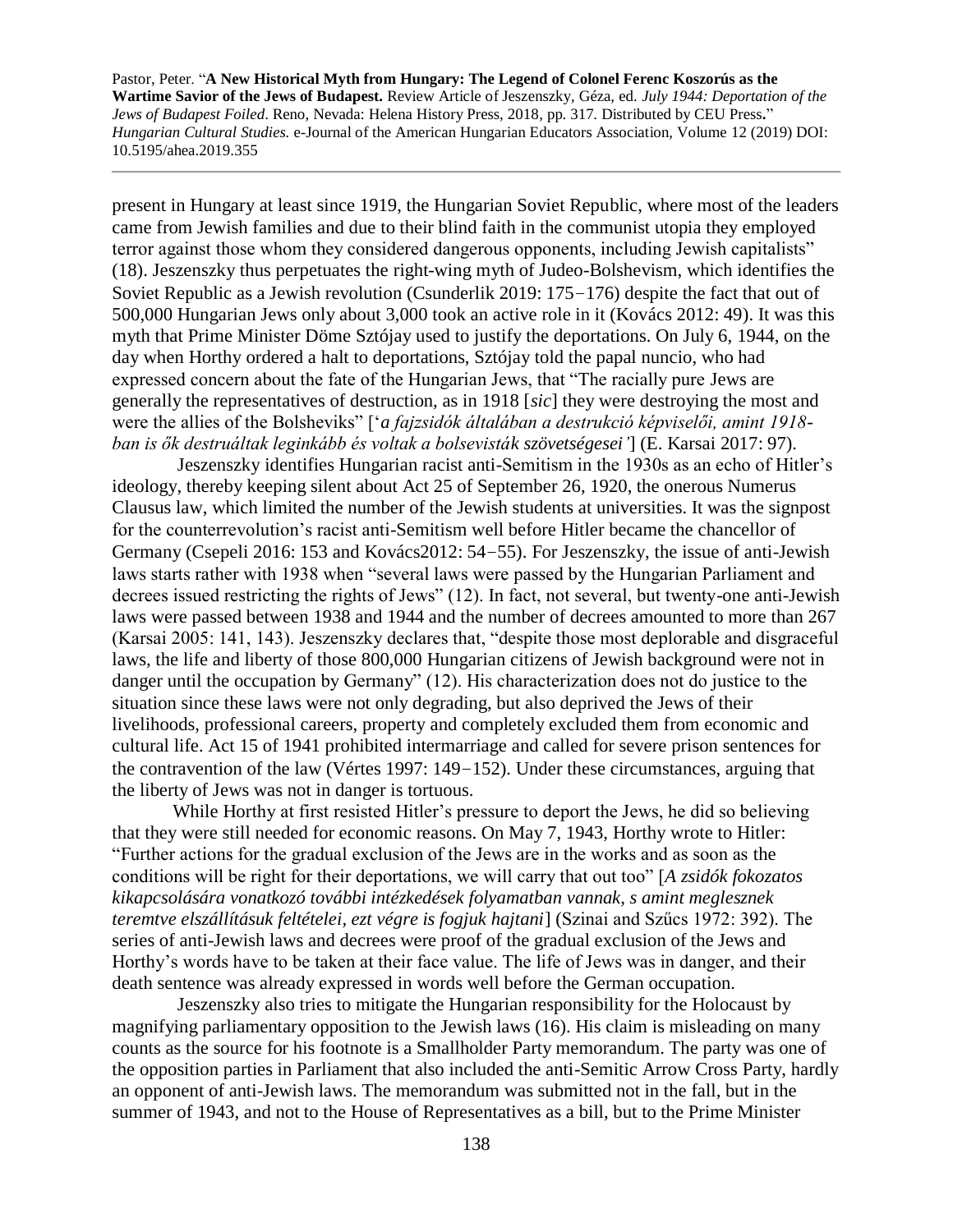present in Hungary at least since 1919, the Hungarian Soviet Republic, where most of the leaders came from Jewish families and due to their blind faith in the communist utopia they employed terror against those whom they considered dangerous opponents, including Jewish capitalists" (18). Jeszenszky thus perpetuates the right-wing myth of Judeo-Bolshevism, which identifies the Soviet Republic as a Jewish revolution (Csunderlik 2019: 175−176) despite the fact that out of 500,000 Hungarian Jews only about 3,000 took an active role in it (Kovács 2012: 49). It was this myth that Prime Minister Döme Sztójay used to justify the deportations. On July 6, 1944, on the day when Horthy ordered a halt to deportations, Sztójay told the papal nuncio, who had expressed concern about the fate of the Hungarian Jews, that "The racially pure Jews are generally the representatives of destruction, as in 1918 [*sic*] they were destroying the most and were the allies of the Bolsheviks" ['*a fajzsidók általában a destrukció képviselői, amint 1918-ban is ők destruáltak leginkább és voltak a bolsevisták szövetségesei'*] (E. Karsai 2017: 97).

Jeszenszky identifies Hungarian racist anti-Semitism in the 1930s as an echo of Hitler's ideology, thereby keeping silent about Act 25 of September 26, 1920, the onerous Numerus Clausus law, which limited the number of the Jewish students at universities. It was the signpost for the counterrevolution's racist anti-Semitism well before Hitler became the chancellor of Germany (Csepeli 2016: 153 and Kovács2012: 54−55). For Jeszenszky, the issue of anti-Jewish laws starts rather with 1938 when "several laws were passed by the Hungarian Parliament and decrees issued restricting the rights of Jews" (12). In fact, not several, but twenty-one anti-Jewish laws were passed between 1938 and 1944 and the number of decrees amounted to more than 267 (Karsai 2005: 141, 143). Jeszenszky declares that, "despite those most deplorable and disgraceful laws, the life and liberty of those 800,000 Hungarian citizens of Jewish background were not in danger until the occupation by Germany" (12). His characterization does not do justice to the situation since these laws were not only degrading, but also deprived the Jews of their livelihoods, professional careers, property and completely excluded them from economic and cultural life. Act 15 of 1941 prohibited intermarriage and called for severe prison sentences for the contravention of the law (Vértes 1997: 149−152). Under these circumstances, arguing that the liberty of Jews was not in danger is tortuous.

While Horthy at first resisted Hitler's pressure to deport the Jews, he did so believing that they were still needed for economic reasons. On May 7, 1943, Horthy wrote to Hitler: "Further actions for the gradual exclusion of the Jews are in the works and as soon as the conditions will be right for their deportations, we will carry that out too" [*A zsidók fokozatos kikapcsolására vonatkozó további intézkedések folyamatban vannak, s amint meglesznek teremtve elszállításuk feltételei, ezt végre is fogjuk hajtani*] (Szinai and Szűcs 1972: 392). The series of anti-Jewish laws and decrees were proof of the gradual exclusion of the Jews and Horthy's words have to be taken at their face value. The life of Jews was in danger, and their death sentence was already expressed in words well before the German occupation.

Jeszenszky also tries to mitigate the Hungarian responsibility for the Holocaust by magnifying parliamentary opposition to the Jewish laws (16). His claim is misleading on many counts as the source for his footnote is a Smallholder Party memorandum. The party was one of the opposition parties in Parliament that also included the anti-Semitic Arrow Cross Party, hardly an opponent of anti-Jewish laws. The memorandum was submitted not in the fall, but in the summer of 1943, and not to the House of Representatives as a bill, but to the Prime Minister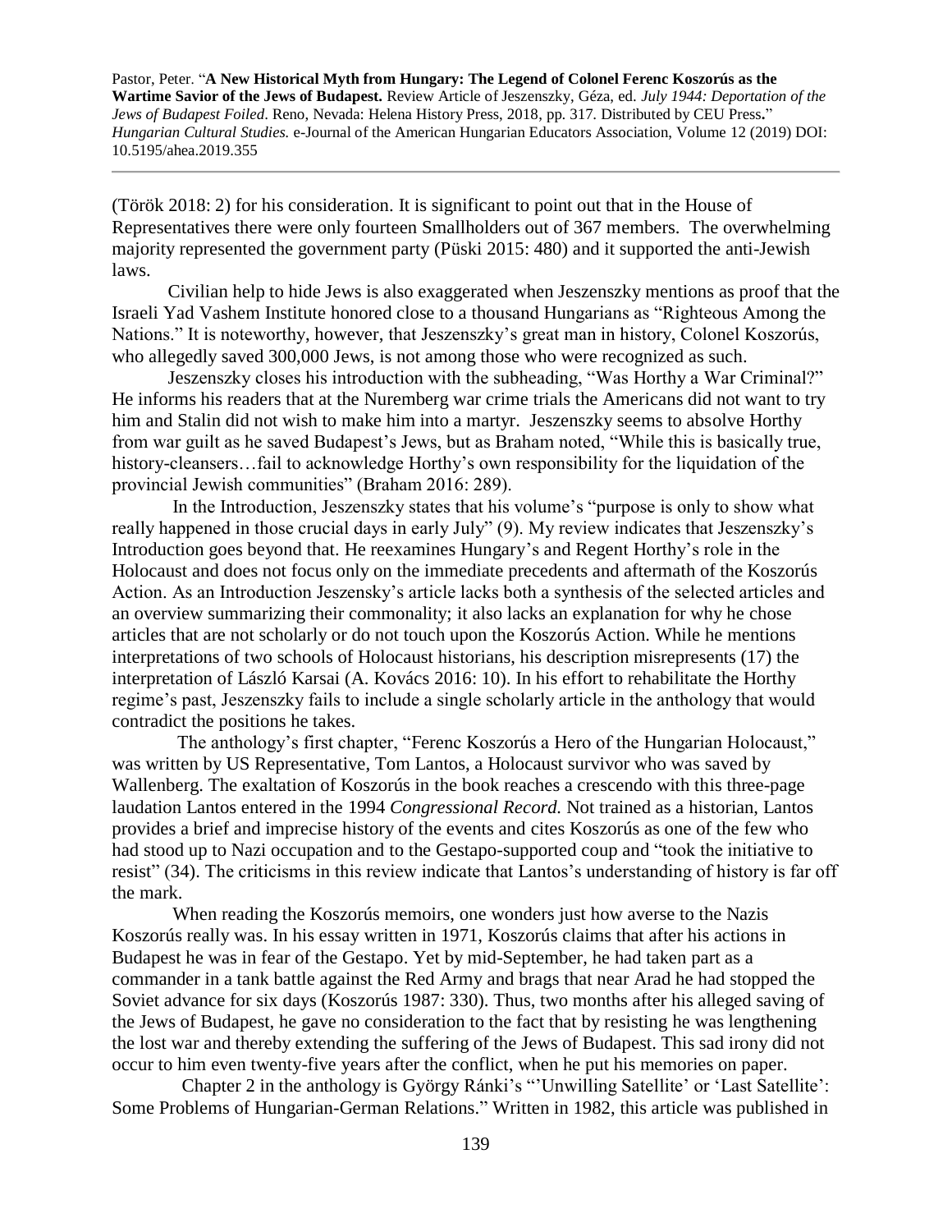(Török 2018: 2) for his consideration. It is significant to point out that in the House of Representatives there were only fourteen Smallholders out of 367 members. The overwhelming majority represented the government party (Püski 2015: 480) and it supported the anti-Jewish laws.

Civilian help to hide Jews is also exaggerated when Jeszenszky mentions as proof that the Israeli Yad Vashem Institute honored close to a thousand Hungarians as "Righteous Among the Nations." It is noteworthy, however, that Jeszenszky's great man in history, Colonel Koszorús, who allegedly saved 300,000 Jews, is not among those who were recognized as such.

Jeszenszky closes his introduction with the subheading, "Was Horthy a War Criminal?" He informs his readers that at the Nuremberg war crime trials the Americans did not want to try him and Stalin did not wish to make him into a martyr. Jeszenszky seems to absolve Horthy from war guilt as he saved Budapest's Jews, but as Braham noted, "While this is basically true, history-cleansers…fail to acknowledge Horthy's own responsibility for the liquidation of the provincial Jewish communities" (Braham 2016: 289).

In the Introduction, Jeszenszky states that his volume's "purpose is only to show what really happened in those crucial days in early July" (9). My review indicates that Jeszenszky's Introduction goes beyond that. He reexamines Hungary's and Regent Horthy's role in the Holocaust and does not focus only on the immediate precedents and aftermath of the Koszorús Action. As an Introduction Jeszensky's article lacks both a synthesis of the selected articles and an overview summarizing their commonality; it also lacks an explanation for why he chose articles that are not scholarly or do not touch upon the Koszorús Action. While he mentions interpretations of two schools of Holocaust historians, his description misrepresents (17) the interpretation of László Karsai (A. Kovács 2016: 10). In his effort to rehabilitate the Horthy regime's past, Jeszenszky fails to include a single scholarly article in the anthology that would contradict the positions he takes.

The anthology's first chapter, "Ferenc Koszorús a Hero of the Hungarian Holocaust," was written by US Representative, Tom Lantos, a Holocaust survivor who was saved by Wallenberg. The exaltation of Koszorús in the book reaches a crescendo with this three-page laudation Lantos entered in the 1994 *Congressional Record*. Not trained as a historian, Lantos provides a brief and imprecise history of the events and cites Koszorús as one of the few who had stood up to Nazi occupation and to the Gestapo-supported coup and "took the initiative to resist" (34). The criticisms in this review indicate that Lantos's understanding of history is far off the mark.

When reading the Koszorús memoirs, one wonders just how averse to the Nazis Koszorús really was. In his essay written in 1971, Koszorús claims that after his actions in Budapest he was in fear of the Gestapo. Yet by mid-September, he had taken part as a commander in a tank battle against the Red Army and brags that near Arad he had stopped the Soviet advance for six days (Koszorús 1987: 330). Thus, two months after his alleged saving of the Jews of Budapest, he gave no consideration to the fact that by resisting he was lengthening the lost war and thereby extending the suffering of the Jews of Budapest. This sad irony did not occur to him even twenty-five years after the conflict, when he put his memories on paper.

Chapter 2 in the anthology is György Ránki's "'Unwilling Satellite' or 'Last Satellite': Some Problems of Hungarian-German Relations." Written in 1982, this article was published in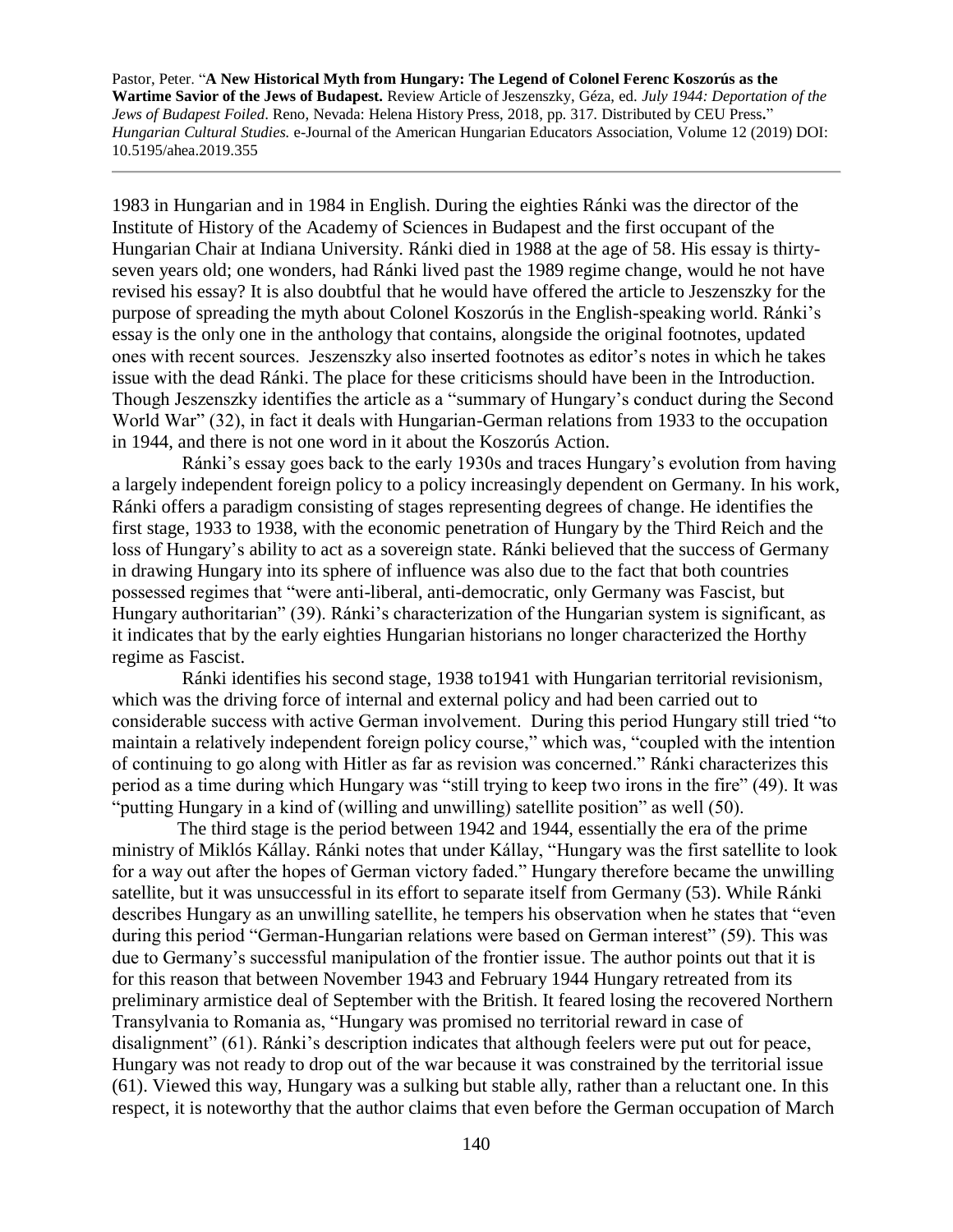1983 in Hungarian and in 1984 in English. During the eighties Ránki was the director of the Institute of History of the Academy of Sciences in Budapest and the first occupant of the Hungarian Chair at Indiana University. Ránki died in 1988 at the age of 58. His essay is thirty-seven years old; one wonders, had Ránki lived past the 1989 regime change, would he not have revised his essay? It is also doubtful that he would have offered the article to Jeszenszky for the purpose of spreading the myth about Colonel Koszorús in the English-speaking world. Ránki's essay is the only one in the anthology that contains, alongside the original footnotes, updated ones with recent sources. Jeszenszky also inserted footnotes as editor's notes in which he takes issue with the dead Ránki. The place for these criticisms should have been in the Introduction. Though Jeszenszky identifies the article as a "summary of Hungary's conduct during the Second World War" (32), in fact it deals with Hungarian-German relations from 1933 to the occupation in 1944, and there is not one word in it about the Koszorús Action.

Ránki's essay goes back to the early 1930s and traces Hungary's evolution from having a largely independent foreign policy to a policy increasingly dependent on Germany. In his work, Ránki offers a paradigm consisting of stages representing degrees of change. He identifies the first stage, 1933 to 1938, with the economic penetration of Hungary by the Third Reich and the loss of Hungary's ability to act as a sovereign state. Ránki believed that the success of Germany in drawing Hungary into its sphere of influence was also due to the fact that both countries possessed regimes that "were anti-liberal, anti-democratic, only Germany was Fascist, but Hungary authoritarian" (39). Ránki's characterization of the Hungarian system is significant, as it indicates that by the early eighties Hungarian historians no longer characterized the Horthy regime as Fascist.

Ránki identifies his second stage, 1938 to1941 with Hungarian territorial revisionism, which was the driving force of internal and external policy and had been carried out to considerable success with active German involvement. During this period Hungary still tried "to maintain a relatively independent foreign policy course," which was, "coupled with the intention of continuing to go along with Hitler as far as revision was concerned." Ránki characterizes this period as a time during which Hungary was "still trying to keep two irons in the fire" (49). It was "putting Hungary in a kind of (willing and unwilling) satellite position" as well (50).

The third stage is the period between 1942 and 1944, essentially the era of the prime ministry of Miklós Kállay. Ránki notes that under Kállay, "Hungary was the first satellite to look for a way out after the hopes of German victory faded." Hungary therefore became the unwilling satellite, but it was unsuccessful in its effort to separate itself from Germany (53). While Ránki describes Hungary as an unwilling satellite, he tempers his observation when he states that "even during this period "German-Hungarian relations were based on German interest" (59). This was due to Germany's successful manipulation of the frontier issue. The author points out that it is for this reason that between November 1943 and February 1944 Hungary retreated from its preliminary armistice deal of September with the British. It feared losing the recovered Northern Transylvania to Romania as, "Hungary was promised no territorial reward in case of disalignment" (61). Ránki's description indicates that although feelers were put out for peace, Hungary was not ready to drop out of the war because it was constrained by the territorial issue (61). Viewed this way, Hungary was a sulking but stable ally, rather than a reluctant one. In this respect, it is noteworthy that the author claims that even before the German occupation of March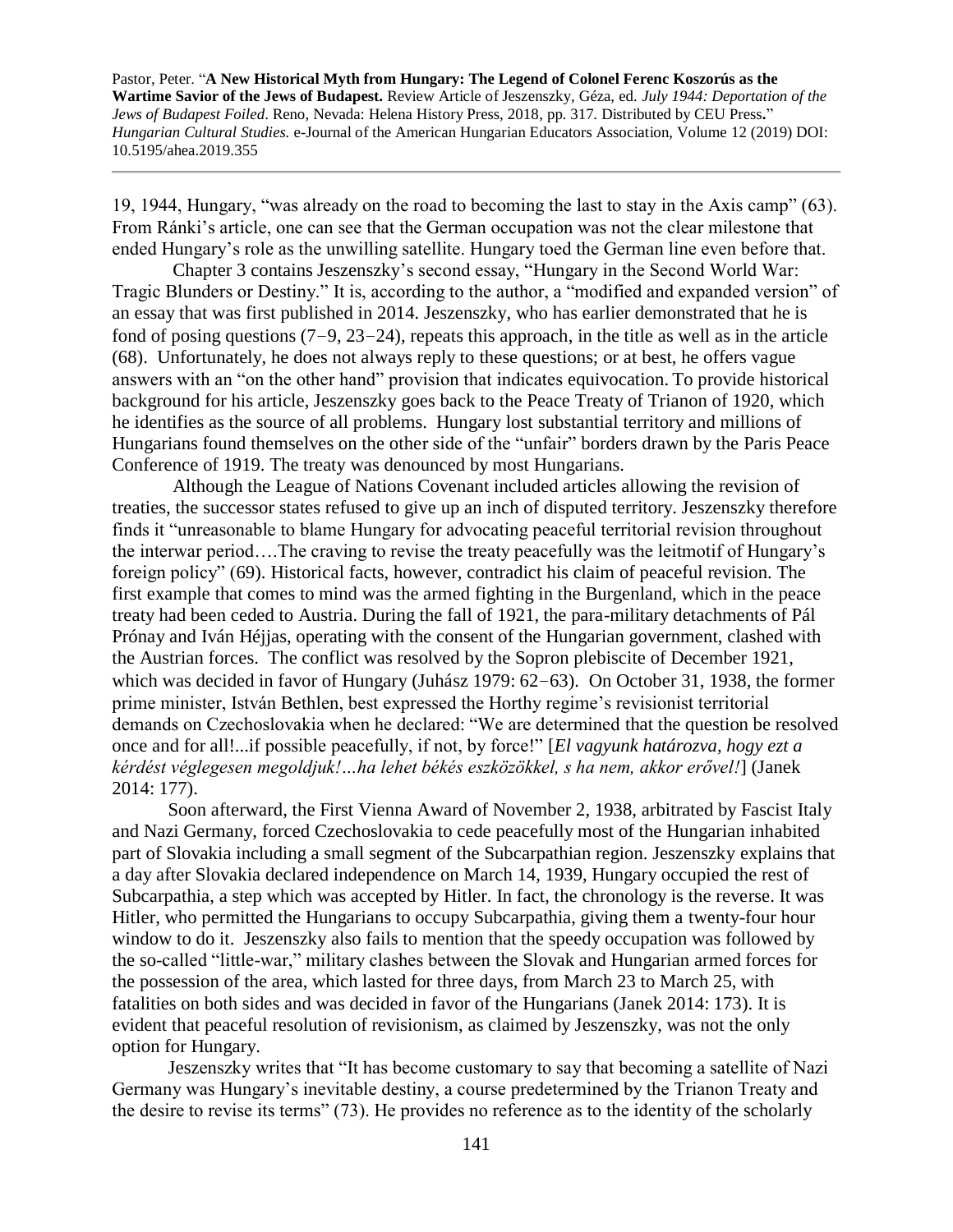19, 1944, Hungary, "was already on the road to becoming the last to stay in the Axis camp" (63). From Ránki's article, one can see that the German occupation was not the clear milestone that ended Hungary's role as the unwilling satellite. Hungary toed the German line even before that.

Chapter 3 contains Jeszenszky's second essay, "Hungary in the Second World War: Tragic Blunders or Destiny." It is, according to the author, a "modified and expanded version" of an essay that was first published in 2014. Jeszenszky, who has earlier demonstrated that he is fond of posing questions (7−9, 23−24), repeats this approach, in the title as well as in the article (68). Unfortunately, he does not always reply to these questions; or at best, he offers vague answers with an "on the other hand" provision that indicates equivocation. To provide historical background for his article, Jeszenszky goes back to the Peace Treaty of Trianon of 1920, which he identifies as the source of all problems. Hungary lost substantial territory and millions of Hungarians found themselves on the other side of the "unfair" borders drawn by the Paris Peace Conference of 1919. The treaty was denounced by most Hungarians.

Although the League of Nations Covenant included articles allowing the revision of treaties, the successor states refused to give up an inch of disputed territory. Jeszenszky therefore finds it "unreasonable to blame Hungary for advocating peaceful territorial revision throughout the interwar period….The craving to revise the treaty peacefully was the leitmotif of Hungary's foreign policy" (69). Historical facts, however, contradict his claim of peaceful revision. The first example that comes to mind was the armed fighting in the Burgenland, which in the peace treaty had been ceded to Austria. During the fall of 1921, the para-military detachments of Pál Prónay and Iván Héjjas, operating with the consent of the Hungarian government, clashed with the Austrian forces. The conflict was resolved by the Sopron plebiscite of December 1921, which was decided in favor of Hungary (Juhász 1979: 62−63). On October 31, 1938, the former prime minister, István Bethlen, best expressed the Horthy regime's revisionist territorial demands on Czechoslovakia when he declared: "We are determined that the question be resolved once and for all!...if possible peacefully, if not, by force!" [*El vagyunk határozva, hogy ezt a kérdést véglegesen megoldjuk!…ha lehet békés eszközökkel, s ha nem, akkor erővel!*] (Janek 2014: 177).

Soon afterward, the First Vienna Award of November 2, 1938, arbitrated by Fascist Italy and Nazi Germany, forced Czechoslovakia to cede peacefully most of the Hungarian inhabited part of Slovakia including a small segment of the Subcarpathian region. Jeszenszky explains that a day after Slovakia declared independence on March 14, 1939, Hungary occupied the rest of Subcarpathia, a step which was accepted by Hitler. In fact, the chronology is the reverse. It was Hitler, who permitted the Hungarians to occupy Subcarpathia, giving them a twenty-four hour window to do it. Jeszenszky also fails to mention that the speedy occupation was followed by the so-called "little-war," military clashes between the Slovak and Hungarian armed forces for the possession of the area, which lasted for three days, from March 23 to March 25, with fatalities on both sides and was decided in favor of the Hungarians (Janek 2014: 173). It is evident that peaceful resolution of revisionism, as claimed by Jeszenszky, was not the only option for Hungary.

Jeszenszky writes that "It has become customary to say that becoming a satellite of Nazi Germany was Hungary's inevitable destiny, a course predetermined by the Trianon Treaty and the desire to revise its terms" (73). He provides no reference as to the identity of the scholarly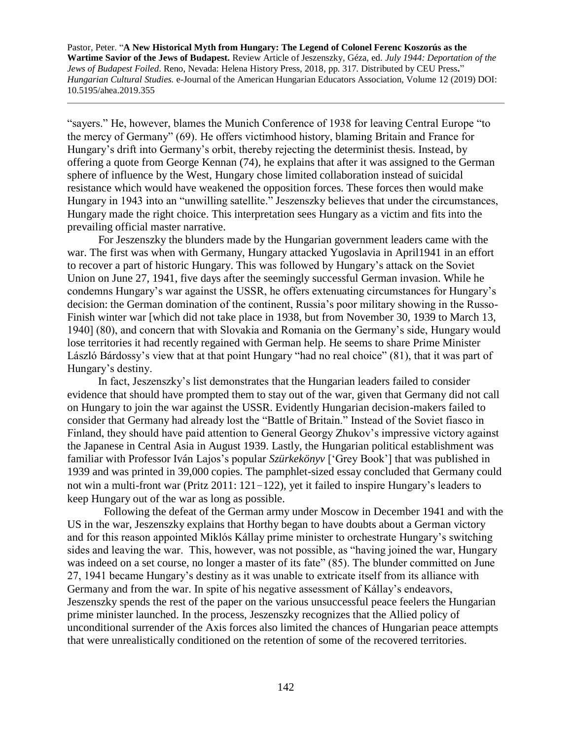"sayers." He, however, blames the Munich Conference of 1938 for leaving Central Europe "to the mercy of Germany" (69). He offers victimhood history, blaming Britain and France for Hungary's drift into Germany's orbit, thereby rejecting the determinist thesis. Instead, by offering a quote from George Kennan (74), he explains that after it was assigned to the German sphere of influence by the West, Hungary chose limited collaboration instead of suicidal resistance which would have weakened the opposition forces. These forces then would make Hungary in 1943 into an "unwilling satellite." Jeszenszky believes that under the circumstances, Hungary made the right choice. This interpretation sees Hungary as a victim and fits into the prevailing official master narrative.

For Jeszenszky the blunders made by the Hungarian government leaders came with the war. The first was when with Germany, Hungary attacked Yugoslavia in April1941 in an effort to recover a part of historic Hungary. This was followed by Hungary's attack on the Soviet Union on June 27, 1941, five days after the seemingly successful German invasion. While he condemns Hungary's war against the USSR, he offers extenuating circumstances for Hungary's decision: the German domination of the continent, Russia's poor military showing in the Russo-Finish winter war [which did not take place in 1938, but from November 30, 1939 to March 13, 1940] (80), and concern that with Slovakia and Romania on the Germany's side, Hungary would lose territories it had recently regained with German help. He seems to share Prime Minister László Bárdossy's view that at that point Hungary "had no real choice" (81), that it was part of Hungary's destiny.

In fact, Jeszenszky's list demonstrates that the Hungarian leaders failed to consider evidence that should have prompted them to stay out of the war, given that Germany did not call on Hungary to join the war against the USSR. Evidently Hungarian decision-makers failed to consider that Germany had already lost the "Battle of Britain." Instead of the Soviet fiasco in Finland, they should have paid attention to General Georgy Zhukov's impressive victory against the Japanese in Central Asia in August 1939. Lastly, the Hungarian political establishment was familiar with Professor Iván Lajos's popular *Szürkekönyv* ['Grey Book'] that was published in 1939 and was printed in 39,000 copies. The pamphlet-sized essay concluded that Germany could not win a multi-front war (Pritz 2011: 121−122), yet it failed to inspire Hungary's leaders to keep Hungary out of the war as long as possible.

Following the defeat of the German army under Moscow in December 1941 and with the US in the war, Jeszenszky explains that Horthy began to have doubts about a German victory and for this reason appointed Miklós Kállay prime minister to orchestrate Hungary's switching sides and leaving the war. This, however, was not possible, as "having joined the war, Hungary was indeed on a set course, no longer a master of its fate" (85). The blunder committed on June 27, 1941 became Hungary's destiny as it was unable to extricate itself from its alliance with Germany and from the war. In spite of his negative assessment of Kállay's endeavors, Jeszenszky spends the rest of the paper on the various unsuccessful peace feelers the Hungarian prime minister launched. In the process, Jeszenszky recognizes that the Allied policy of unconditional surrender of the Axis forces also limited the chances of Hungarian peace attempts that were unrealistically conditioned on the retention of some of the recovered territories.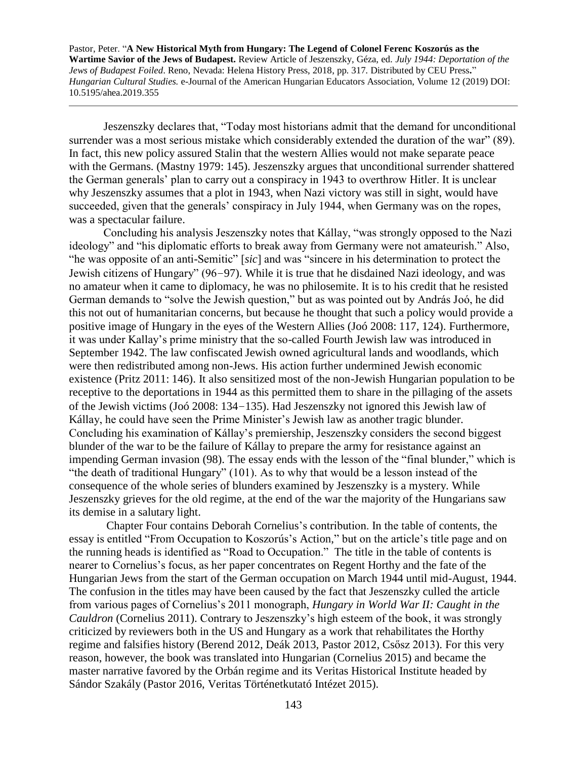Jeszenszky declares that, "Today most historians admit that the demand for unconditional surrender was a most serious mistake which considerably extended the duration of the war" (89). In fact, this new policy assured Stalin that the western Allies would not make separate peace with the Germans. (Mastny 1979: 145). Jeszenszky argues that unconditional surrender shattered the German generals' plan to carry out a conspiracy in 1943 to overthrow Hitler. It is unclear why Jeszenszky assumes that a plot in 1943, when Nazi victory was still in sight, would have succeeded, given that the generals' conspiracy in July 1944, when Germany was on the ropes, was a spectacular failure.

Concluding his analysis Jeszenszky notes that Kállay, "was strongly opposed to the Nazi ideology" and "his diplomatic efforts to break away from Germany were not amateurish." Also, "he was opposite of an anti-Semitic" [*sic*] and was "sincere in his determination to protect the Jewish citizens of Hungary" (96−97). While it is true that he disdained Nazi ideology, and was no amateur when it came to diplomacy, he was no philosemite. It is to his credit that he resisted German demands to "solve the Jewish question," but as was pointed out by András Joó, he did this not out of humanitarian concerns, but because he thought that such a policy would provide a positive image of Hungary in the eyes of the Western Allies (Joó 2008: 117, 124). Furthermore, it was under Kallay's prime ministry that the so-called Fourth Jewish law was introduced in September 1942. The law confiscated Jewish owned agricultural lands and woodlands, which were then redistributed among non-Jews. His action further undermined Jewish economic existence (Pritz 2011: 146). It also sensitized most of the non-Jewish Hungarian population to be receptive to the deportations in 1944 as this permitted them to share in the pillaging of the assets of the Jewish victims (Joó 2008: 134−135). Had Jeszenszky not ignored this Jewish law of Kállay, he could have seen the Prime Minister's Jewish law as another tragic blunder. Concluding his examination of Kállay's premiership, Jeszenszky considers the second biggest blunder of the war to be the failure of Kállay to prepare the army for resistance against an impending German invasion (98). The essay ends with the lesson of the "final blunder," which is "the death of traditional Hungary" (101). As to why that would be a lesson instead of the consequence of the whole series of blunders examined by Jeszenszky is a mystery. While Jeszenszky grieves for the old regime, at the end of the war the majority of the Hungarians saw its demise in a salutary light.

Chapter Four contains Deborah Cornelius's contribution. In the table of contents, the essay is entitled "From Occupation to Koszorús's Action," but on the article's title page and on the running heads is identified as "Road to Occupation." The title in the table of contents is nearer to Cornelius's focus, as her paper concentrates on Regent Horthy and the fate of the Hungarian Jews from the start of the German occupation on March 1944 until mid-August, 1944. The confusion in the titles may have been caused by the fact that Jeszenszky culled the article from various pages of Cornelius's 2011 monograph, *Hungary in World War II: Caught in the Cauldron* (Cornelius 2011). Contrary to Jeszenszky's high esteem of the book, it was strongly criticized by reviewers both in the US and Hungary as a work that rehabilitates the Horthy regime and falsifies history (Berend 2012, Deák 2013, Pastor 2012, Csősz 2013). For this very reason, however, the book was translated into Hungarian (Cornelius 2015) and became the master narrative favored by the Orbán regime and its Veritas Historical Institute headed by Sándor Szakály (Pastor 2016, Veritas Történetkutató Intézet 2015).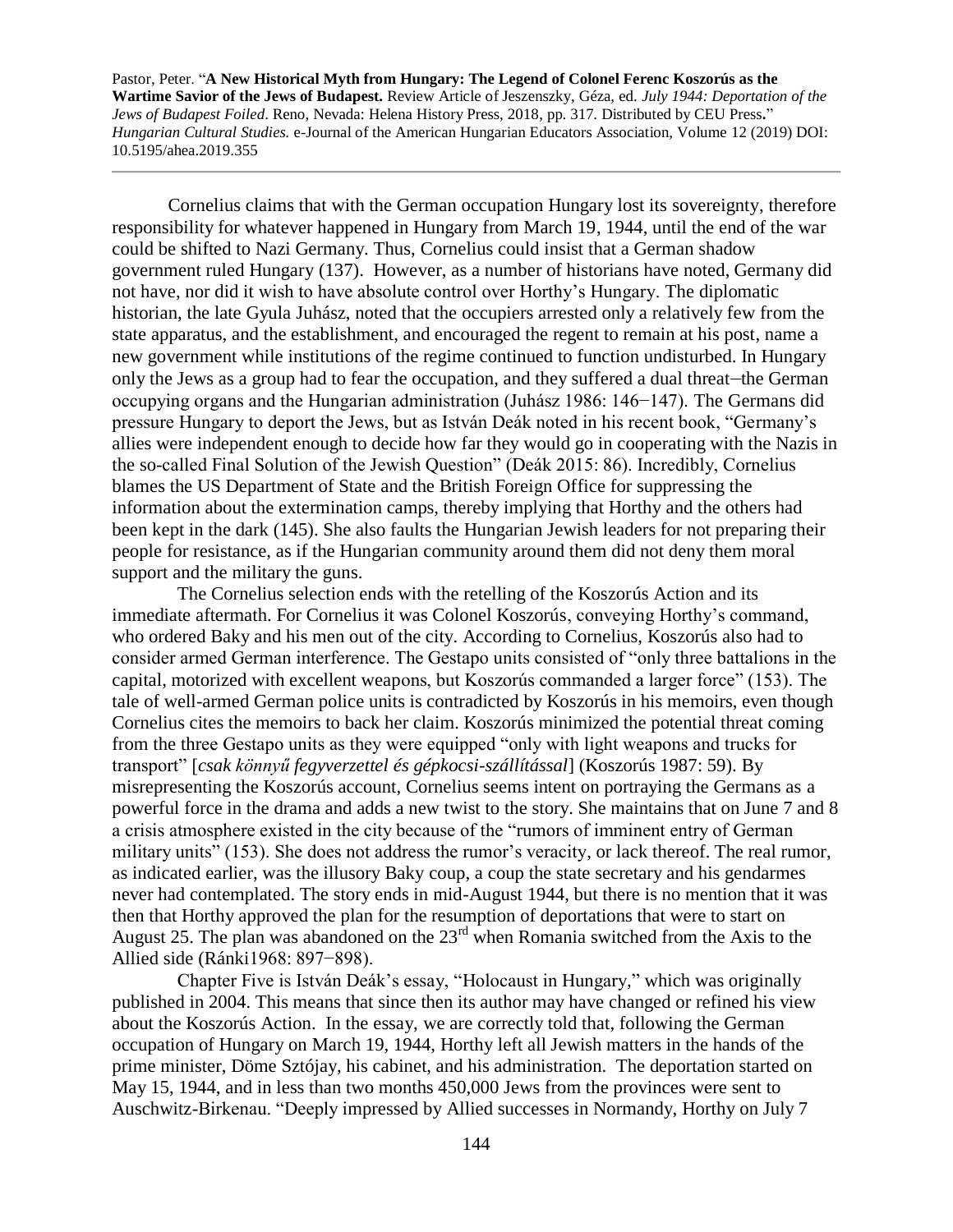Cornelius claims that with the German occupation Hungary lost its sovereignty, therefore responsibility for whatever happened in Hungary from March 19, 1944, until the end of the war could be shifted to Nazi Germany. Thus, Cornelius could insist that a German shadow government ruled Hungary (137). However, as a number of historians have noted, Germany did not have, nor did it wish to have absolute control over Horthy's Hungary. The diplomatic historian, the late Gyula Juhász, noted that the occupiers arrested only a relatively few from the state apparatus, and the establishment, and encouraged the regent to remain at his post, name a new government while institutions of the regime continued to function undisturbed. In Hungary only the Jews as a group had to fear the occupation, and they suffered a dual threat–the German occupying organs and the Hungarian administration (Juhász 1986: 146–147). The Germans did pressure Hungary to deport the Jews, but as István Deák noted in his recent book, "Germany's allies were independent enough to decide how far they would go in cooperating with the Nazis in the so-called Final Solution of the Jewish Question" (Deák 2015: 86). Incredibly, Cornelius blames the US Department of State and the British Foreign Office for suppressing the information about the extermination camps, thereby implying that Horthy and the others had been kept in the dark (145). She also faults the Hungarian Jewish leaders for not preparing their people for resistance, as if the Hungarian community around them did not deny them moral support and the military the guns.

The Cornelius selection ends with the retelling of the Koszorús Action and its immediate aftermath. For Cornelius it was Colonel Koszorús, conveying Horthy's command, who ordered Baky and his men out of the city. According to Cornelius, Koszorús also had to consider armed German interference. The Gestapo units consisted of "only three battalions in the capital, motorized with excellent weapons, but Koszorús commanded a larger force" (153). The tale of well-armed German police units is contradicted by Koszorús in his memoirs, even though Cornelius cites the memoirs to back her claim. Koszorús minimized the potential threat coming from the three Gestapo units as they were equipped "only with light weapons and trucks for transport" [*csak könnyű fegyverzettel és gépkocsi-szállítással*] (Koszorús 1987: 59). By misrepresenting the Koszorús account, Cornelius seems intent on portraying the Germans as a powerful force in the drama and adds a new twist to the story. She maintains that on June 7 and 8 a crisis atmosphere existed in the city because of the "rumors of imminent entry of German military units" (153). She does not address the rumor's veracity, or lack thereof. The real rumor, as indicated earlier, was the illusory Baky coup, a coup the state secretary and his gendarmes never had contemplated. The story ends in mid-August 1944, but there is no mention that it was then that Horthy approved the plan for the resumption of deportations that were to start on August 25. The plan was abandoned on the 23rd when Romania switched from the Axis to the Allied side (Ránki1968: 897–898).

Chapter Five is István Deák's essay, "Holocaust in Hungary," which was originally published in 2004. This means that since then its author may have changed or refined his view about the Koszorús Action. In the essay, we are correctly told that, following the German occupation of Hungary on March 19, 1944, Horthy left all Jewish matters in the hands of the prime minister, Döme Sztójay, his cabinet, and his administration. The deportation started on May 15, 1944, and in less than two months 450,000 Jews from the provinces were sent to Auschwitz-Birkenau. "Deeply impressed by Allied successes in Normandy, Horthy on July 7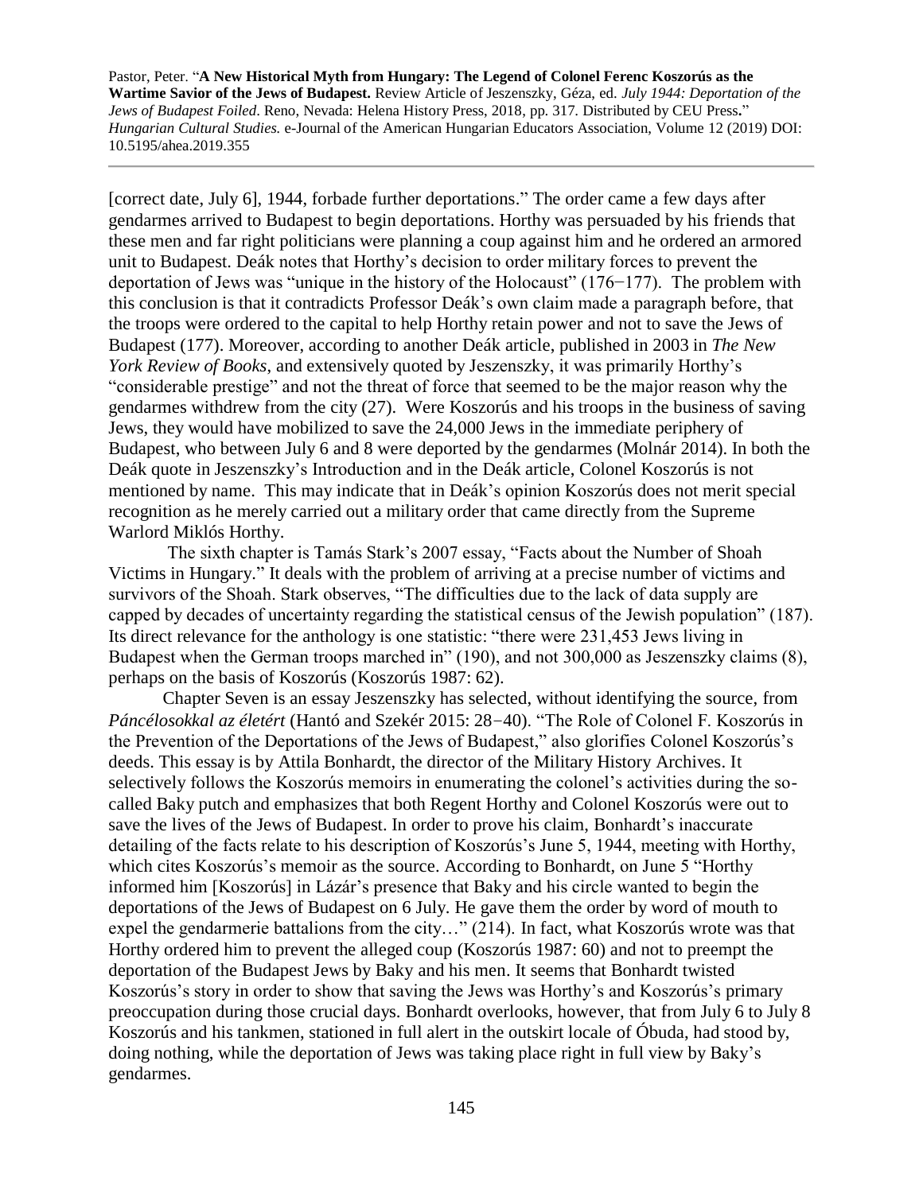[correct date, July 6], 1944, forbade further deportations." The order came a few days after gendarmes arrived to Budapest to begin deportations. Horthy was persuaded by his friends that these men and far right politicians were planning a coup against him and he ordered an armored unit to Budapest. Deák notes that Horthy's decision to order military forces to prevent the deportation of Jews was "unique in the history of the Holocaust" (176−177). The problem with this conclusion is that it contradicts Professor Deák's own claim made a paragraph before, that the troops were ordered to the capital to help Horthy retain power and not to save the Jews of Budapest (177). Moreover, according to another Deák article, published in 2003 in *The New York Review of Books*, and extensively quoted by Jeszenszky, it was primarily Horthy's "considerable prestige" and not the threat of force that seemed to be the major reason why the gendarmes withdrew from the city (27). Were Koszorús and his troops in the business of saving Jews, they would have mobilized to save the 24,000 Jews in the immediate periphery of Budapest, who between July 6 and 8 were deported by the gendarmes (Molnár 2014). In both the Deák quote in Jeszenszky's Introduction and in the Deák article, Colonel Koszorús is not mentioned by name. This may indicate that in Deák's opinion Koszorús does not merit special recognition as he merely carried out a military order that came directly from the Supreme Warlord Miklós Horthy.

The sixth chapter is Tamás Stark's 2007 essay, "Facts about the Number of Shoah Victims in Hungary." It deals with the problem of arriving at a precise number of victims and survivors of the Shoah. Stark observes, "The difficulties due to the lack of data supply are capped by decades of uncertainty regarding the statistical census of the Jewish population" (187). Its direct relevance for the anthology is one statistic: "there were 231,453 Jews living in Budapest when the German troops marched in" (190), and not 300,000 as Jeszenszky claims (8), perhaps on the basis of Koszorús (Koszorús 1987: 62).

Chapter Seven is an essay Jeszenszky has selected, without identifying the source, from *Páncélosokkal az életért* (Hantó and Szekér 2015: 28−40). "The Role of Colonel F. Koszorús in the Prevention of the Deportations of the Jews of Budapest," also glorifies Colonel Koszorús's deeds. This essay is by Attila Bonhardt, the director of the Military History Archives. It selectively follows the Koszorús memoirs in enumerating the colonel's activities during the so-called Baky putch and emphasizes that both Regent Horthy and Colonel Koszorús were out to save the lives of the Jews of Budapest. In order to prove his claim, Bonhardt's inaccurate detailing of the facts relate to his description of Koszorús's June 5, 1944, meeting with Horthy, which cites Koszorús's memoir as the source. According to Bonhardt, on June 5 "Horthy informed him [Koszorús] in Lázár's presence that Baky and his circle wanted to begin the deportations of the Jews of Budapest on 6 July. He gave them the order by word of mouth to expel the gendarmerie battalions from the city…" (214). In fact, what Koszorús wrote was that Horthy ordered him to prevent the alleged coup (Koszorús 1987: 60) and not to preempt the deportation of the Budapest Jews by Baky and his men. It seems that Bonhardt twisted Koszorús's story in order to show that saving the Jews was Horthy's and Koszorús's primary preoccupation during those crucial days. Bonhardt overlooks, however, that from July 6 to July 8 Koszorús and his tankmen, stationed in full alert in the outskirt locale of Óbuda, had stood by, doing nothing, while the deportation of Jews was taking place right in full view by Baky's gendarmes.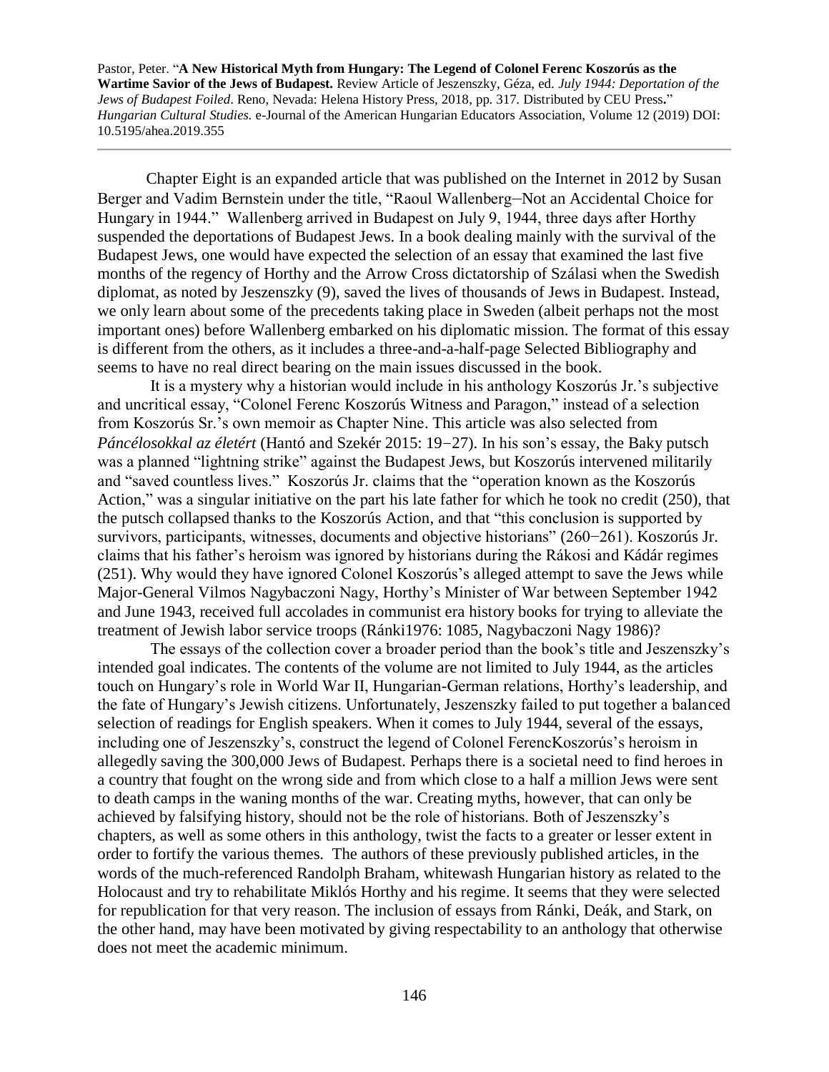Chapter Eight is an expanded article that was published on the Internet in 2012 by Susan Berger and Vadim Bernstein under the title, "Raoul Wallenberg–Not an Accidental Choice for Hungary in 1944." Wallenberg arrived in Budapest on July 9, 1944, three days after Horthy suspended the deportations of Budapest Jews. In a book dealing mainly with the survival of the Budapest Jews, one would have expected the selection of an essay that examined the last five months of the regency of Horthy and the Arrow Cross dictatorship of Szálasi when the Swedish diplomat, as noted by Jeszenszky (9), saved the lives of thousands of Jews in Budapest. Instead, we only learn about some of the precedents taking place in Sweden (albeit perhaps not the most important ones) before Wallenberg embarked on his diplomatic mission. The format of this essay is different from the others, as it includes a three-and-a-half-page Selected Bibliography and seems to have no real direct bearing on the main issues discussed in the book.

It is a mystery why a historian would include in his anthology Koszorús Jr.'s subjective and uncritical essay, "Colonel Ferenc Koszorús Witness and Paragon," instead of a selection from Koszorús Sr.'s own memoir as Chapter Nine. This article was also selected from *Páncélosokkal az életért* (Hantó and Szekér 2015: 19−27). In his son's essay, the Baky putsch was a planned "lightning strike" against the Budapest Jews, but Koszorús intervened militarily and "saved countless lives." Koszorús Jr. claims that the "operation known as the Koszorús Action," was a singular initiative on the part his late father for which he took no credit (250), that the putsch collapsed thanks to the Koszorús Action, and that "this conclusion is supported by survivors, participants, witnesses, documents and objective historians" (260−261). Koszorús Jr. claims that his father's heroism was ignored by historians during the Rákosi and Kádár regimes (251). Why would they have ignored Colonel Koszorús's alleged attempt to save the Jews while Major-General Vilmos Nagybaczoni Nagy, Horthy's Minister of War between September 1942 and June 1943, received full accolades in communist era history books for trying to alleviate the treatment of Jewish labor service troops (Ránki1976: 1085, Nagybaczoni Nagy 1986)?

The essays of the collection cover a broader period than the book's title and Jeszenszky's intended goal indicates. The contents of the volume are not limited to July 1944, as the articles touch on Hungary's role in World War II, Hungarian-German relations, Horthy's leadership, and the fate of Hungary's Jewish citizens. Unfortunately, Jeszenszky failed to put together a balanced selection of readings for English speakers. When it comes to July 1944, several of the essays, including one of Jeszenszky's, construct the legend of Colonel FerencKoszorús's heroism in allegedly saving the 300,000 Jews of Budapest. Perhaps there is a societal need to find heroes in a country that fought on the wrong side and from which close to a half a million Jews were sent to death camps in the waning months of the war. Creating myths, however, that can only be achieved by falsifying history, should not be the role of historians. Both of Jeszenszky's chapters, as well as some others in this anthology, twist the facts to a greater or lesser extent in order to fortify the various themes. The authors of these previously published articles, in the words of the much-referenced Randolph Braham, whitewash Hungarian history as related to the Holocaust and try to rehabilitate Miklós Horthy and his regime. It seems that they were selected for republication for that very reason. The inclusion of essays from Ránki, Deák, and Stark, on the other hand, may have been motivated by giving respectability to an anthology that otherwise does not meet the academic minimum.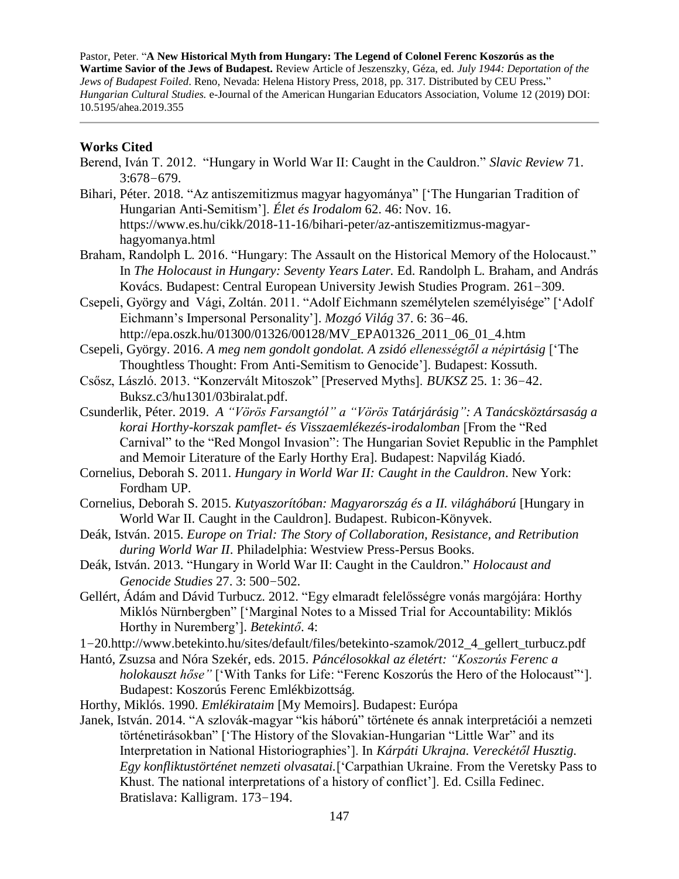## Works Cited

Berend, Iván T. 2012. "Hungary in World War II: Caught in the Cauldron." *Slavic Review* 71. 3:678−679.

Bihari, Péter. 2018. "Az antiszemitizmus magyar hagyománya" ['The Hungarian Tradition of Hungarian Anti-Semitism']. *Élet és Irodalom* 62. 46: Nov. 16. https://www.es.hu/cikk/2018-11-16/bihari-peter/az-antiszemitizmus-magyar-hagyomanya.html

Braham, Randolph L. 2016. "Hungary: The Assault on the Historical Memory of the Holocaust." In *The Holocaust in Hungary: Seventy Years Later.* Ed. Randolph L. Braham, and András Kovács. Budapest: Central European University Jewish Studies Program. 261−309.

Csepeli, György and Vági, Zoltán. 2011. "Adolf Eichmann személytelen személyisége" ['Adolf Eichmann's Impersonal Personality']. *Mozgó Világ* 37. 6: 36−46. http://epa.oszk.hu/01300/01326/00128/MV_EPA01326_2011_06_01_4.htm

Csepeli, György. 2016. *A meg nem gondolt gondolat. A zsidó ellenességtől a népirtásig* ['The Thoughtless Thought: From Anti-Semitism to Genocide']. Budapest: Kossuth.

Csősz, László. 2013. "Konzervált Mitoszok" [Preserved Myths]. *BUKSZ* 25. 1: 36−42. Buksz.c3/hu1301/03biralat.pdf.

Csunderlik, Péter. 2019. *A "Vörös Farsangtól" a "Vörös Tatárjárásig": A Tanácsköztársaság a korai Horthy-korszak pamflet- és Visszaemlékezés-irodalomban* [From the "Red Carnival" to the "Red Mongol Invasion": The Hungarian Soviet Republic in the Pamphlet and Memoir Literature of the Early Horthy Era]. Budapest: Napvilág Kiadó.

Cornelius, Deborah S. 2011. *Hungary in World War II: Caught in the Cauldron*. New York: Fordham UP.

Cornelius, Deborah S. 2015. *Kutyaszorítóban: Magyarország és a II. világháború* [Hungary in World War II. Caught in the Cauldron]. Budapest. Rubicon-Könyvek.

Deák, István. 2015. *Europe on Trial: The Story of Collaboration, Resistance, and Retribution during World War II*. Philadelphia: Westview Press-Persus Books.

Deák, István. 2013. "Hungary in World War II: Caught in the Cauldron." *Holocaust and Genocide Studies* 27. 3: 500−502.

Gellért, Ádám and Dávid Turbucz. 2012. "Egy elmaradt felelősségre vonás margójára: Horthy Miklós Nürnbergben" ['Marginal Notes to a Missed Trial for Accountability: Miklós Horthy in Nuremberg']. *Betekintő*. 4: 1−20.http://www.betekinto.hu/sites/default/files/betekinto-szamok/2012_4_gellert_turbucz.pdf

Hantó, Zsuzsa and Nóra Szekér, eds. 2015. *Páncélosokkal az életért: "Koszorús Ferenc a holokauszt hőse"* ['With Tanks for Life: "Ferenc Koszorús the Hero of the Holocaust"']. Budapest: Koszorús Ferenc Emlékbizottság.

Horthy, Miklós. 1990. *Emlékirataim* [My Memoirs]. Budapest: Európa

Janek, István. 2014. "A szlovák-magyar "kis háború" története és annak interpretációi a nemzeti történetirásokban" ['The History of the Slovakian-Hungarian "Little War" and its Interpretation in National Historiographies']. In *Kárpáti Ukrajna. Vereckétől Husztig. Egy konfliktustörténet nemzeti olvasatai.*['Carpathian Ukraine. From the Veretsky Pass to Khust. The national interpretations of a history of conflict']. Ed. Csilla Fedinec. Bratislava: Kalligram. 173−194.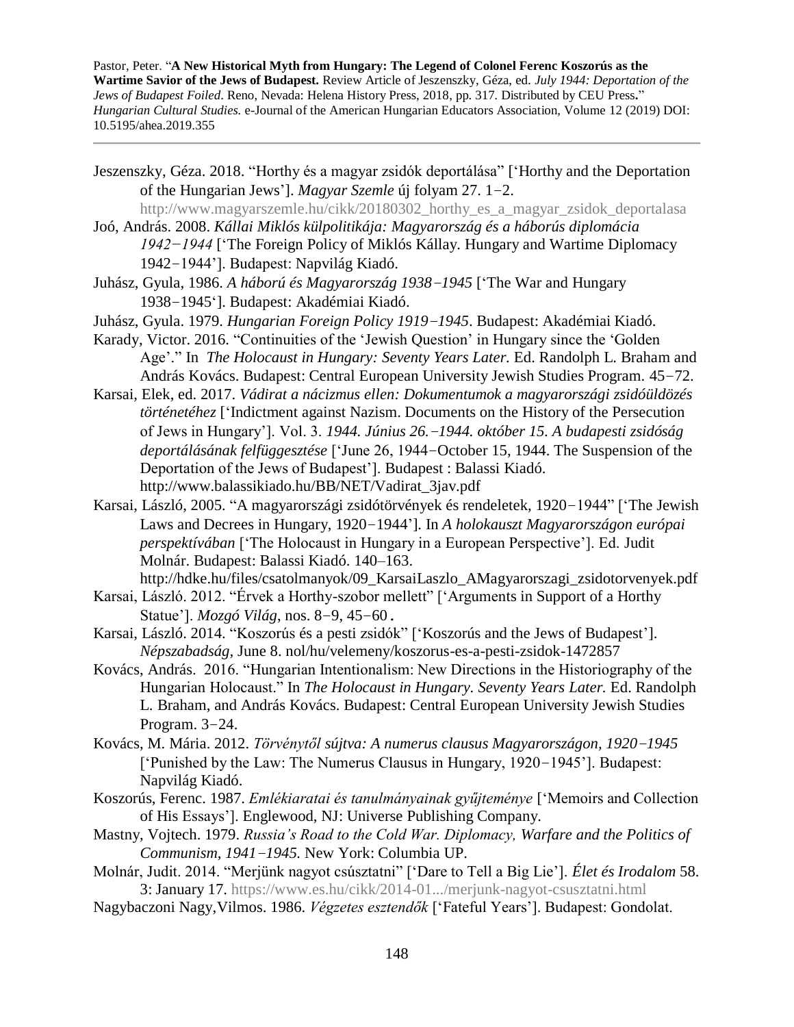Jeszenszky, Géza. 2018. “Horthy és a magyar zsidók deportálása” [‘Horthy and the Deportation of the Hungarian Jews’]. *Magyar Szemle* új folyam 27. 1−2. http://www.magyarszemle.hu/cikk/20180302_horthy_es_a_magyar_zsidok_deportalasa

Joó, András. 2008. *Kállai Miklós külpolitikája: Magyarország és a háborús diplomácia 1942−1944* [‘The Foreign Policy of Miklós Kállay. Hungary and Wartime Diplomacy 1942−1944’]. Budapest: Napvilág Kiadó.

Juhász, Gyula, 1986. *A háború és Magyarország 1938−1945* [‘The War and Hungary 1938−1945‘]. Budapest: Akadémiai Kiadó.

Juhász, Gyula. 1979. *Hungarian Foreign Policy 1919−1945*. Budapest: Akadémiai Kiadó.

Karady, Victor. 2016. “Continuities of the ‘Jewish Question’ in Hungary since the ‘Golden Age’.” In *The Holocaust in Hungary: Seventy Years Later.* Ed. Randolph L. Braham and András Kovács. Budapest: Central European University Jewish Studies Program. 45−72.

Karsai, Elek, ed. 2017. *Vádirat a nácizmus ellen: Dokumentumok a magyarországi zsidóüldözés történetéhez* [‘Indictment against Nazism. Documents on the History of the Persecution of Jews in Hungary’]. Vol. 3. *1944. Június 26.−1944. október 15. A budapesti zsidóság deportálásának felfüggesztése* [‘June 26, 1944−October 15, 1944. The Suspension of the Deportation of the Jews of Budapest’]. Budapest : Balassi Kiadó. http://www.balassikiado.hu/BB/NET/Vadirat_3jav.pdf

Karsai, László, 2005. “A magyarországi zsidótörvények és rendeletek, 1920−1944” [‘The Jewish Laws and Decrees in Hungary, 1920−1944’]. In *A holokauszt Magyarországon európai perspektívában* [‘The Holocaust in Hungary in a European Perspective’]. Ed. Judit Molnár. Budapest: Balassi Kiadó. 140–163. http://hdke.hu/files/csatolmanyok/09_KarsaiLaszlo_AMagyarorszagi_zsidotorvenyek.pdf

Karsai, László. 2012. “Érvek a Horthy-szobor mellett” [‘Arguments in Support of a Horthy Statue’]. *Mozgó Világ*, nos. 8−9, 45−60.

Karsai, László. 2014. “Koszorús és a pesti zsidók” [‘Koszorús and the Jews of Budapest’]. *Népszabadság*, June 8. nol/hu/velemeny/koszorus-es-a-pesti-zsidok-1472857

Kovács, András. 2016. “Hungarian Intentionalism: New Directions in the Historiography of the Hungarian Holocaust.” In *The Holocaust in Hungary. Seventy Years Later.* Ed. Randolph L. Braham, and András Kovács. Budapest: Central European University Jewish Studies Program. 3−24.

Kovács, M. Mária. 2012. *Törvénytől sújtva: A numerus clausus Magyarországon, 1920−1945* [‘Punished by the Law: The Numerus Clausus in Hungary, 1920−1945’]. Budapest: Napvilág Kiadó.

Koszorús, Ferenc. 1987. *Emlékiaratai és tanulmányainak gyűjteménye* [‘Memoirs and Collection of His Essays’]. Englewood, NJ: Universe Publishing Company.

Mastny, Vojtech. 1979. *Russia's Road to the Cold War. Diplomacy, Warfare and the Politics of Communism, 1941−1945.* New York: Columbia UP.

Molnár, Judit. 2014. “Merjünk nagyot csúsztatni” [‘Dare to Tell a Big Lie’]. *Élet és Irodalom* 58. 3: January 17. https://www.es.hu/cikk/2014-01.../merjunk-nagyot-csusztatni.html

Nagybaczoni Nagy, Vilmos. 1986. *Végzetes esztendők* [‘Fateful Years’]. Budapest: Gondolat.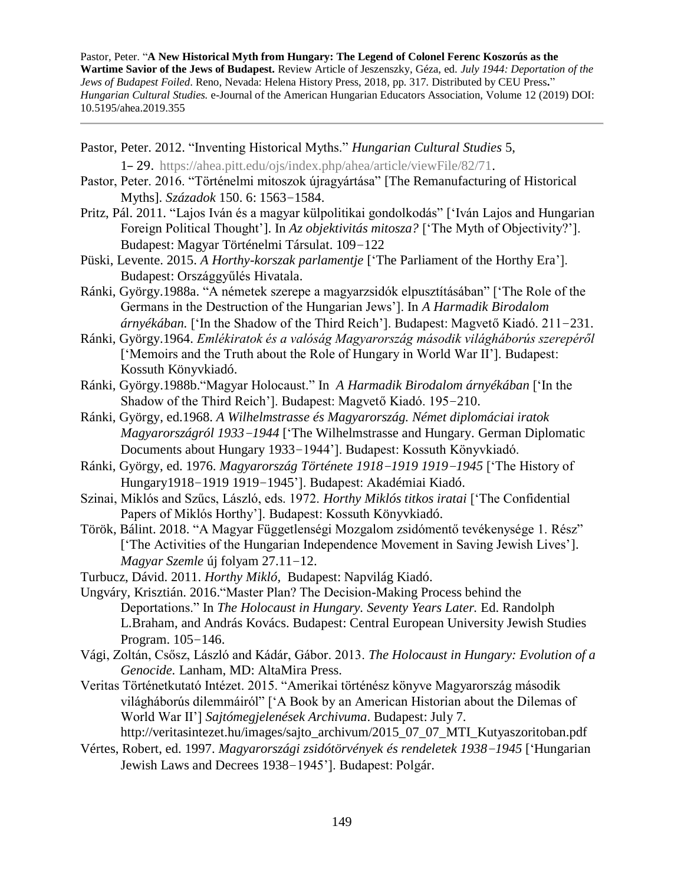Pastor, Peter. 2012. "Inventing Historical Myths." *Hungarian Cultural Studies* 5, 1– 29. https://ahea.pitt.edu/ojs/index.php/ahea/article/viewFile/82/71.

Pastor, Peter. 2016. "Történelmi mitoszok újragyártása" [The Remanufacturing of Historical Myths]. *Századok* 150. 6: 1563−1584.

Pritz, Pál. 2011. "Lajos Iván és a magyar külpolitikai gondolkodás" ['Iván Lajos and Hungarian Foreign Political Thought']. In *Az objektivitás mitosza?* ['The Myth of Objectivity?']. Budapest: Magyar Történelmi Társulat. 109−122

Püski, Levente. 2015. *A Horthy-korszak parlamentje* ['The Parliament of the Horthy Era']. Budapest: Országgyűlés Hivatala.

Ránki, György.1988a. "A németek szerepe a magyarzsidók elpusztításában" ['The Role of the Germans in the Destruction of the Hungarian Jews']. In *A Harmadik Birodalom árnyékában.* ['In the Shadow of the Third Reich']. Budapest: Magvető Kiadó. 211−231.

Ránki, György.1964. *Emlékiratok és a valóság Magyarország második világháborús szerepéről* ['Memoirs and the Truth about the Role of Hungary in World War II']. Budapest: Kossuth Könyvkiadó.

Ránki, György.1988b."Magyar Holocaust." In *A Harmadik Birodalom árnyékában* ['In the Shadow of the Third Reich']. Budapest: Magvető Kiadó. 195−210.

Ránki, György, ed.1968. *A Wilhelmstrasse és Magyarország. Német diplomáciai iratok Magyarországról 1933−1944* ['The Wilhelmstrasse and Hungary. German Diplomatic Documents about Hungary 1933−1944']. Budapest: Kossuth Könyvkiadó.

Ránki, György, ed. 1976. *Magyarország Története 1918−1919 1919−1945* ['The History of Hungary1918−1919 1919−1945']. Budapest: Akadémiai Kiadó.

Szinai, Miklós and Szűcs, László, eds. 1972. *Horthy Miklós titkos iratai* ['The Confidential Papers of Miklós Horthy']. Budapest: Kossuth Könyvkiadó.

Török, Bálint. 2018. "A Magyar Függetlenségi Mozgalom zsidómentő tevékenysége 1. Rész" ['The Activities of the Hungarian Independence Movement in Saving Jewish Lives']. *Magyar Szemle* új folyam 27.11−12.

Turbucz, Dávid. 2011. *Horthy Miklós,* Budapest: Napvilág Kiadó.

Ungváry, Krisztián. 2016."Master Plan? The Decision-Making Process behind the Deportations." In *The Holocaust in Hungary. Seventy Years Later.* Ed. Randolph L.Braham, and András Kovács. Budapest: Central European University Jewish Studies Program. 105−146.

Vági, Zoltán, Csősz, László and Kádár, Gábor. 2013. *The Holocaust in Hungary: Evolution of a Genocide.* Lanham, MD: AltaMira Press.

Veritas Történetkutató Intézet. 2015. "Amerikai történész könyve Magyarország második világháborús dilemmáiról" ['A Book by an American Historian about the Dilemas of World War II'] *Sajtómegjelenések Archivuma*. Budapest: July 7. http://veritasintezet.hu/images/sajto_archivum/2015_07_07_MTI_Kutyaszoritoban.pdf

Vértes, Robert, ed. 1997. *Magyarországi zsidótörvények és rendeletek 1938−1945* ['Hungarian Jewish Laws and Decrees 1938−1945']. Budapest: Polgár.